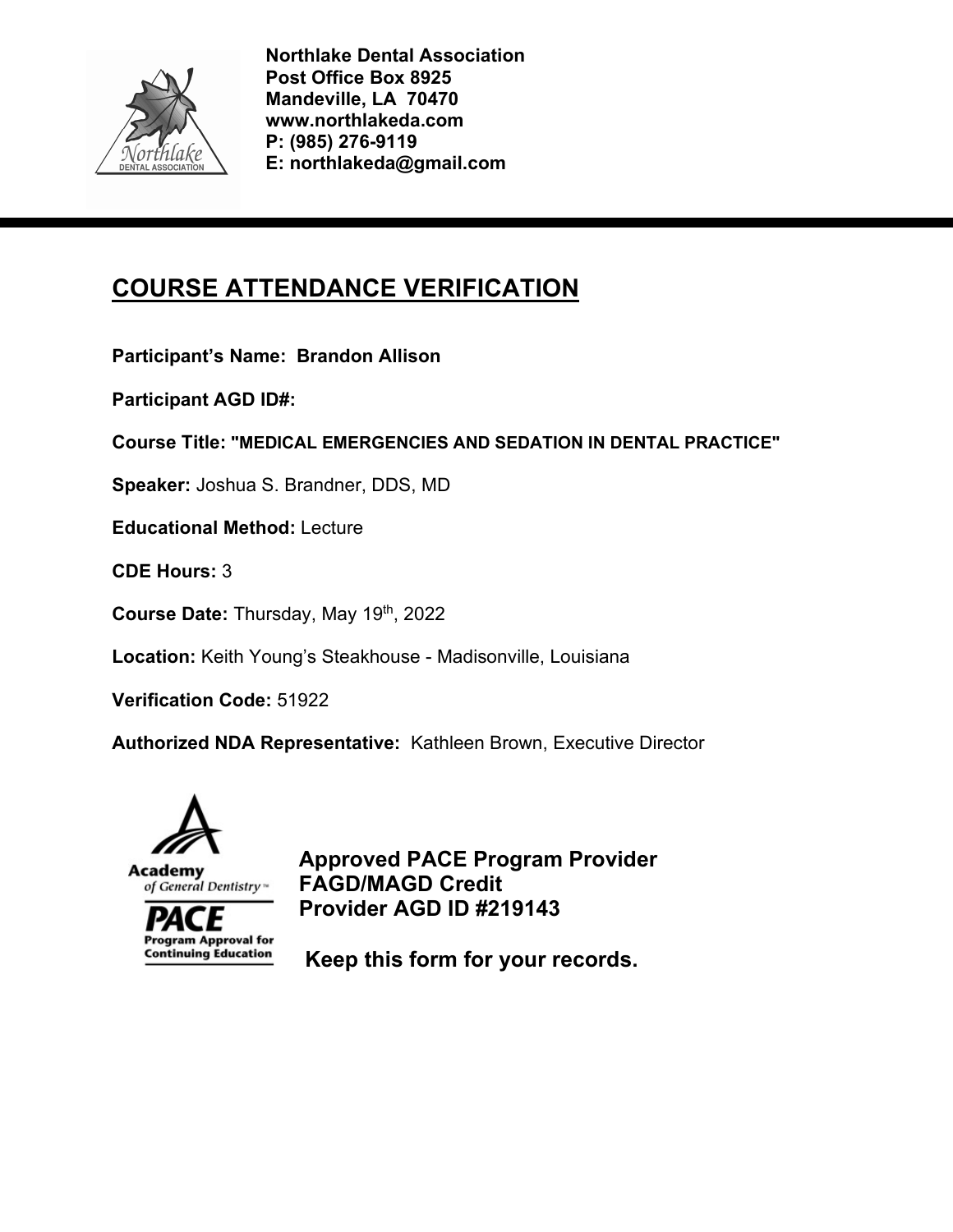**Northlake Dental Association**
**Post Office Box 8925**
**Mandeville, LA 70470**
**www.northlakeda.com**
**P: (985) 276-9119**
**E: northlakeda@gmail.com**

# COURSE ATTENDANCE VERIFICATION

**Participant's Name: Brandon Allison**

**Participant AGD ID#:**

**Course Title: "MEDICAL EMERGENCIES AND SEDATION IN DENTAL PRACTICE"**

**Speaker:** Joshua S. Brandner, DDS, MD

**Educational Method:** Lecture

**CDE Hours:** 3

**Course Date:** Thursday, May 19th, 2022

**Location:** Keith Young's Steakhouse - Madisonville, Louisiana

**Verification Code:** 51922

**Authorized NDA Representative:** Kathleen Brown, Executive Director

Academy of General Dentistry

PACE Program Approval for Continuing Education

**Approved PACE Program Provider**
**FAGD/MAGD Credit**
**Provider AGD ID #219143**

**Keep this form for your records.**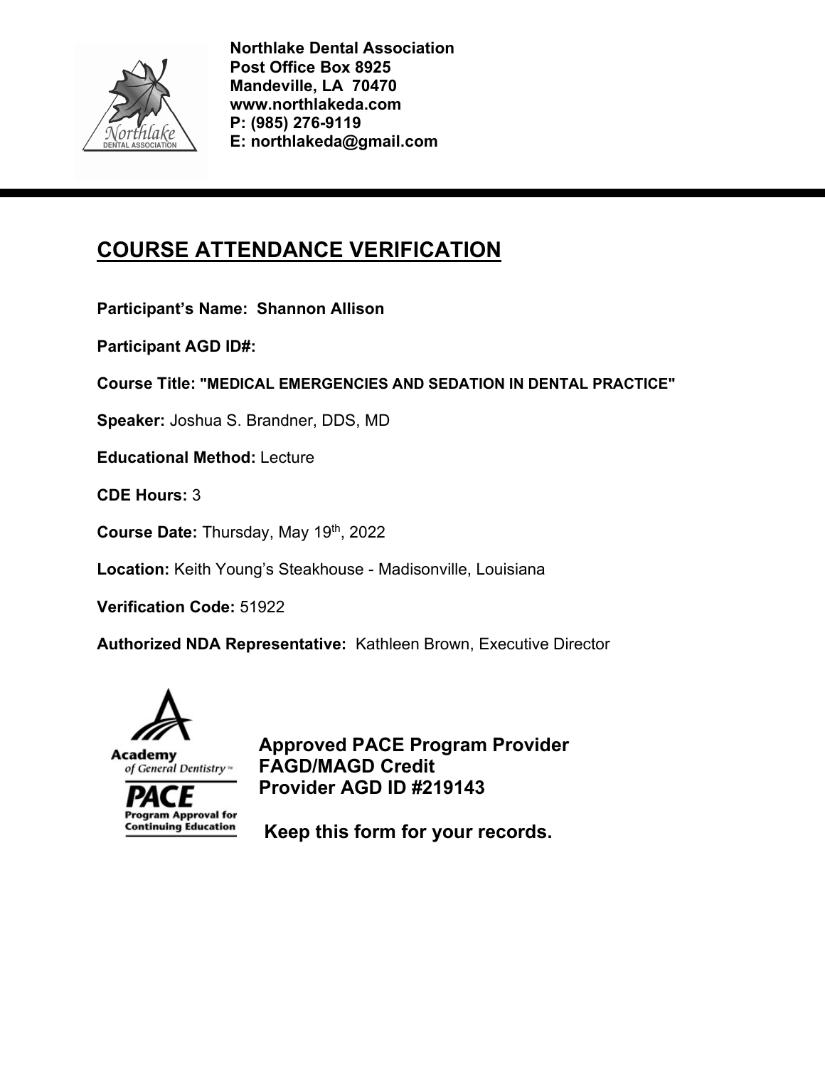**Northlake Dental Association**
**Post Office Box 8925**
**Mandeville, LA 70470**
**www.northlakeda.com**
**P: (985) 276-9119**
**E: northlakeda@gmail.com**

# COURSE ATTENDANCE VERIFICATION

**Participant's Name: Shannon Allison**

**Participant AGD ID#:**

**Course Title: "MEDICAL EMERGENCIES AND SEDATION IN DENTAL PRACTICE"**

**Speaker:** Joshua S. Brandner, DDS, MD

**Educational Method:** Lecture

**CDE Hours:** 3

**Course Date:** Thursday, May 19th, 2022

**Location:** Keith Young's Steakhouse - Madisonville, Louisiana

**Verification Code:** 51922

**Authorized NDA Representative:** Kathleen Brown, Executive Director

Academy of General Dentistry
PACE Program Approval for Continuing Education

**Approved PACE Program Provider**
**FAGD/MAGD Credit**
**Provider AGD ID #219143**

**Keep this form for your records.**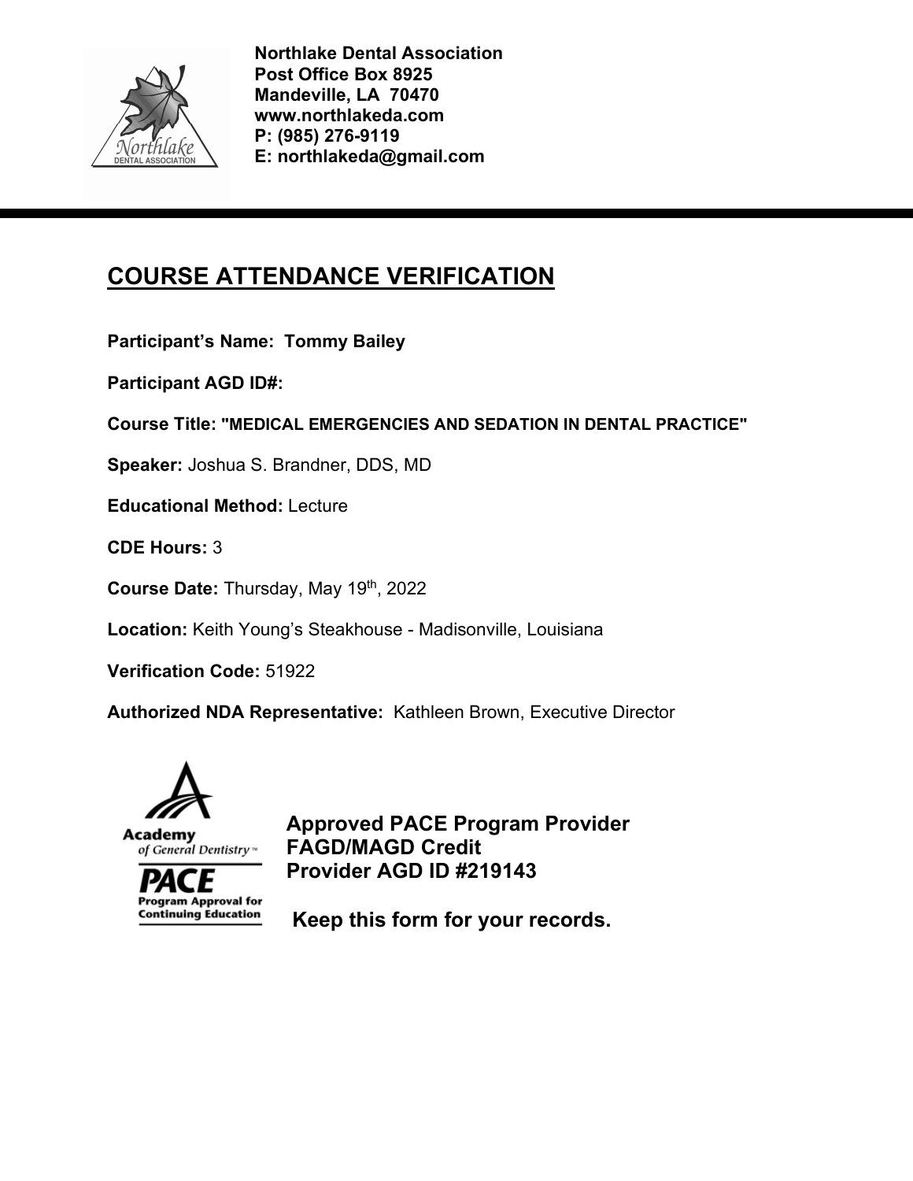**Northlake Dental Association**
**Post Office Box 8925**
**Mandeville, LA 70470**
**www.northlakeda.com**
**P: (985) 276-9119**
**E: northlakeda@gmail.com**

# COURSE ATTENDANCE VERIFICATION

**Participant's Name: Tommy Bailey**

**Participant AGD ID#:**

**Course Title: "MEDICAL EMERGENCIES AND SEDATION IN DENTAL PRACTICE"**

**Speaker:** Joshua S. Brandner, DDS, MD

**Educational Method:** Lecture

**CDE Hours:** 3

**Course Date:** Thursday, May 19th, 2022

**Location:** Keith Young's Steakhouse - Madisonville, Louisiana

**Verification Code:** 51922

**Authorized NDA Representative:** Kathleen Brown, Executive Director

**Approved PACE Program Provider**
**FAGD/MAGD Credit**
**Provider AGD ID #219143**

**Keep this form for your records.**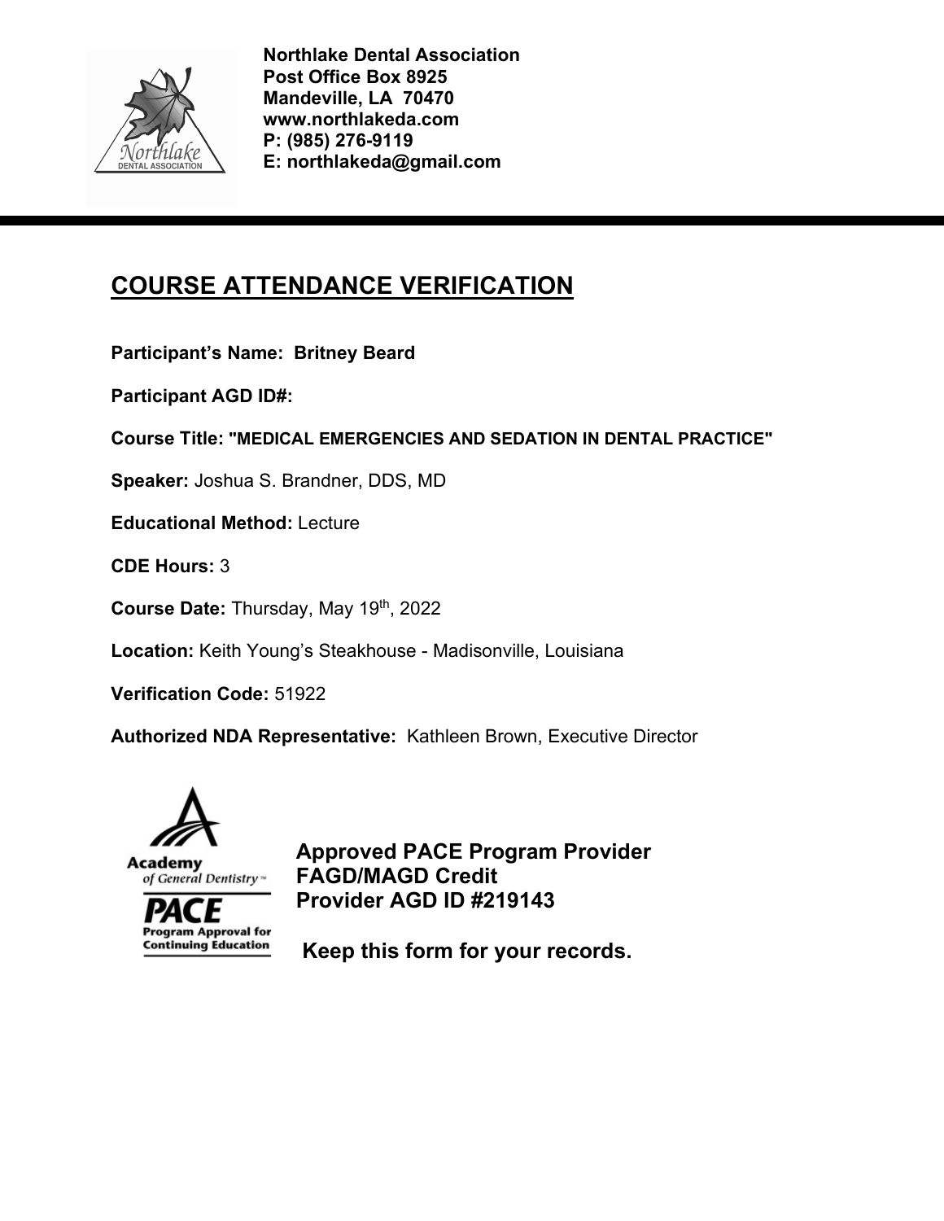**Northlake Dental Association**
**Post Office Box 8925**
**Mandeville, LA 70470**
**www.northlakeda.com**
**P: (985) 276-9119**
**E: northlakeda@gmail.com**

# COURSE ATTENDANCE VERIFICATION

**Participant's Name: Britney Beard**

**Participant AGD ID#:**

**Course Title: "MEDICAL EMERGENCIES AND SEDATION IN DENTAL PRACTICE"**

**Speaker:** Joshua S. Brandner, DDS, MD

**Educational Method:** Lecture

**CDE Hours:** 3

**Course Date:** Thursday, May 19th, 2022

**Location:** Keith Young's Steakhouse - Madisonville, Louisiana

**Verification Code:** 51922

**Authorized NDA Representative:** Kathleen Brown, Executive Director

**Approved PACE Program Provider**
**FAGD/MAGD Credit**
**Provider AGD ID #219143**

**Keep this form for your records.**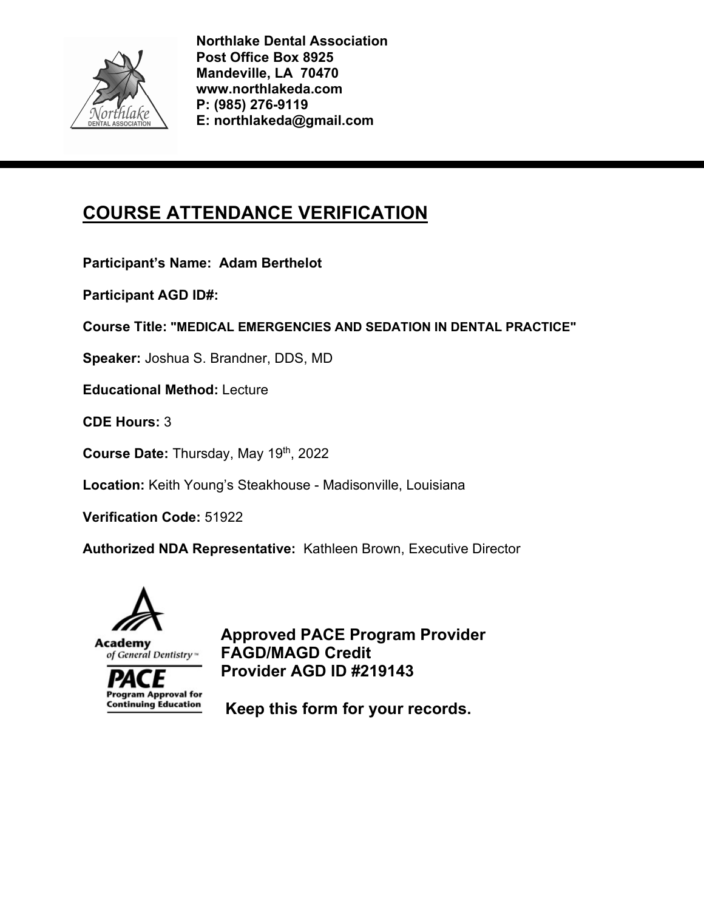**Northlake Dental Association**
**Post Office Box 8925**
**Mandeville, LA 70470**
**www.northlakeda.com**
**P: (985) 276-9119**
**E: northlakeda@gmail.com**

---

# COURSE ATTENDANCE VERIFICATION

**Participant's Name: Adam Berthelot**

**Participant AGD ID#:**

**Course Title: "MEDICAL EMERGENCIES AND SEDATION IN DENTAL PRACTICE"**

**Speaker:** Joshua S. Brandner, DDS, MD

**Educational Method:** Lecture

**CDE Hours:** 3

**Course Date:** Thursday, May 19th, 2022

**Location:** Keith Young's Steakhouse - Madisonville, Louisiana

**Verification Code:** 51922

**Authorized NDA Representative:** Kathleen Brown, Executive Director

Academy of General Dentistry
PACE Program Approval for Continuing Education

**Approved PACE Program Provider**
**FAGD/MAGD Credit**
**Provider AGD ID #219143**

**Keep this form for your records.**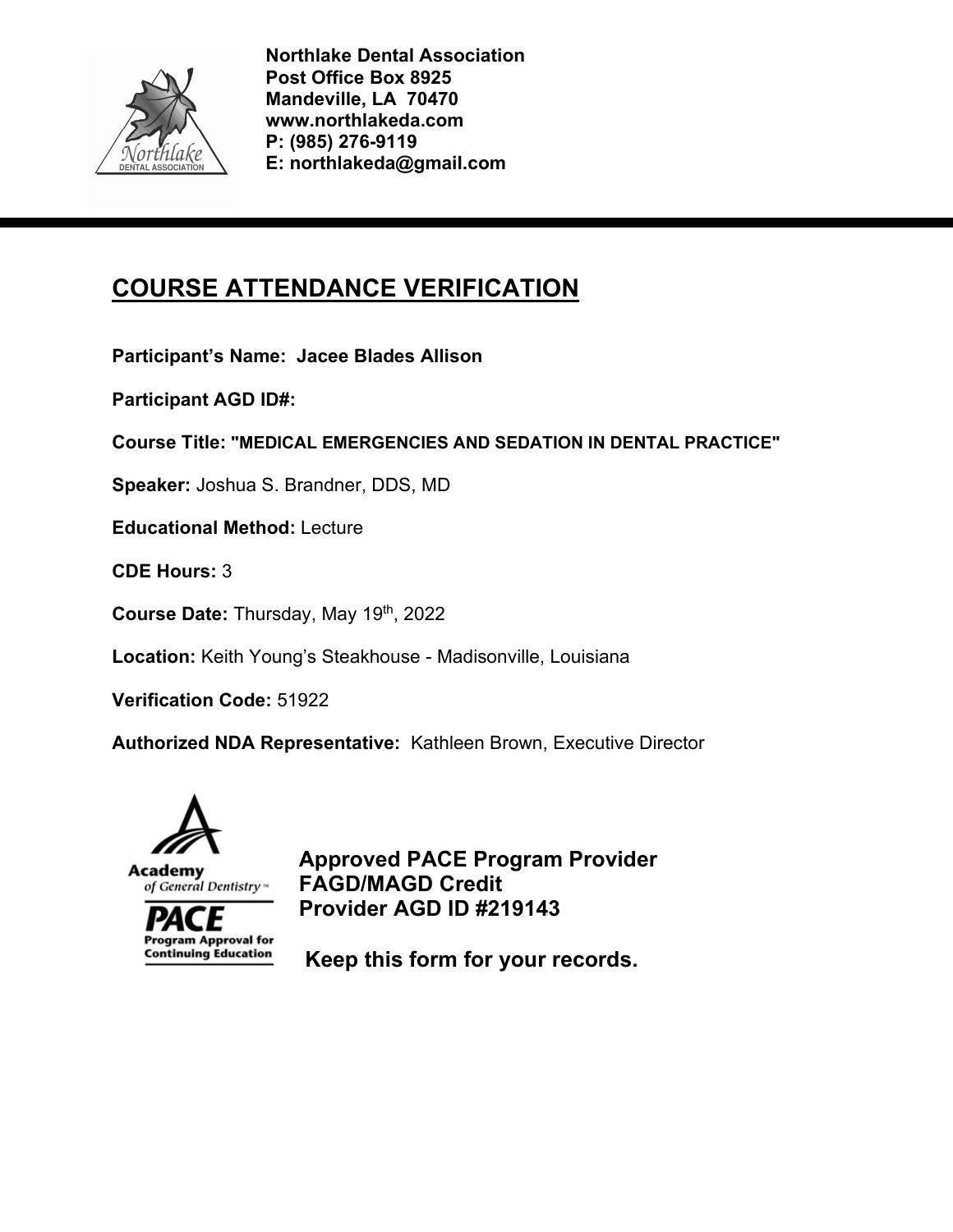**Northlake Dental Association**
**Post Office Box 8925**
**Mandeville, LA 70470**
**www.northlakeda.com**
**P: (985) 276-9119**
**E: northlakeda@gmail.com**

# COURSE ATTENDANCE VERIFICATION

**Participant's Name: Jacee Blades Allison**

**Participant AGD ID#:**

**Course Title: "MEDICAL EMERGENCIES AND SEDATION IN DENTAL PRACTICE"**

**Speaker:** Joshua S. Brandner, DDS, MD

**Educational Method:** Lecture

**CDE Hours:** 3

**Course Date:** Thursday, May 19th, 2022

**Location:** Keith Young's Steakhouse - Madisonville, Louisiana

**Verification Code:** 51922

**Authorized NDA Representative:** Kathleen Brown, Executive Director

Academy of General Dentistry
PACE Program Approval for Continuing Education

**Approved PACE Program Provider**
**FAGD/MAGD Credit**
**Provider AGD ID #219143**

**Keep this form for your records.**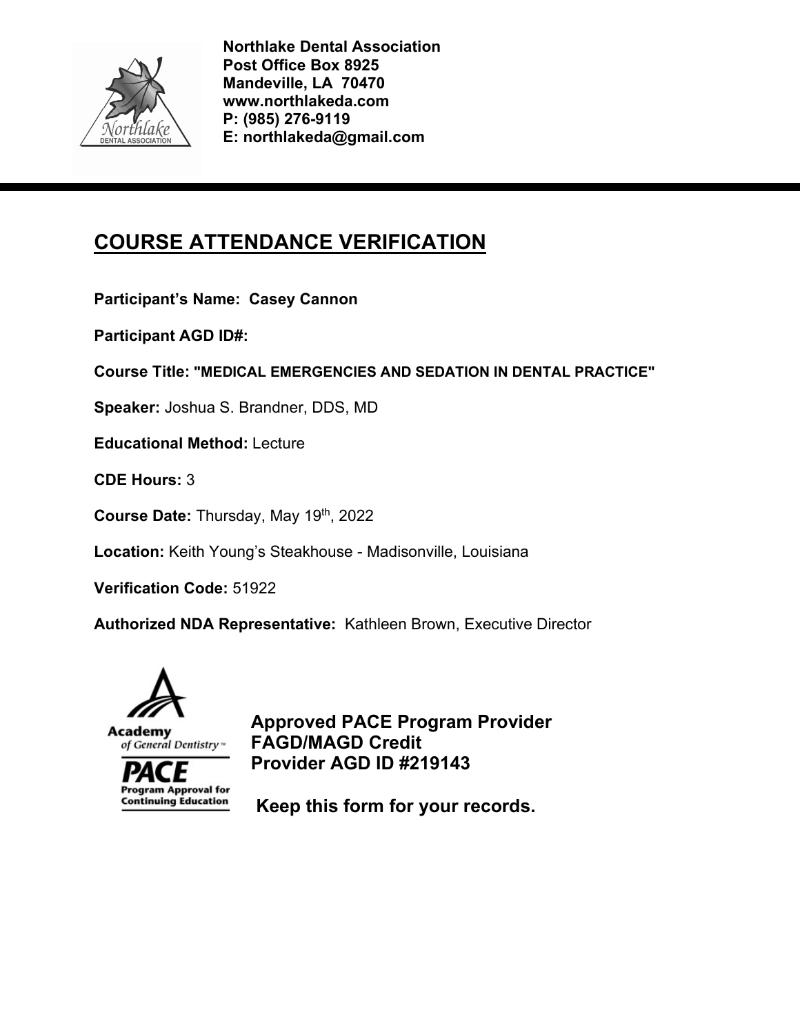**Northlake Dental Association**
**Post Office Box 8925**
**Mandeville, LA 70470**
**www.northlakeda.com**
**P: (985) 276-9119**
**E: northlakeda@gmail.com**

# COURSE ATTENDANCE VERIFICATION

**Participant's Name: Casey Cannon**

**Participant AGD ID#:**

**Course Title: "MEDICAL EMERGENCIES AND SEDATION IN DENTAL PRACTICE"**

**Speaker:** Joshua S. Brandner, DDS, MD

**Educational Method:** Lecture

**CDE Hours:** 3

**Course Date:** Thursday, May 19th, 2022

**Location:** Keith Young's Steakhouse - Madisonville, Louisiana

**Verification Code:** 51922

**Authorized NDA Representative:** Kathleen Brown, Executive Director

**Approved PACE Program Provider**
**FAGD/MAGD Credit**
**Provider AGD ID #219143**

**Keep this form for your records.**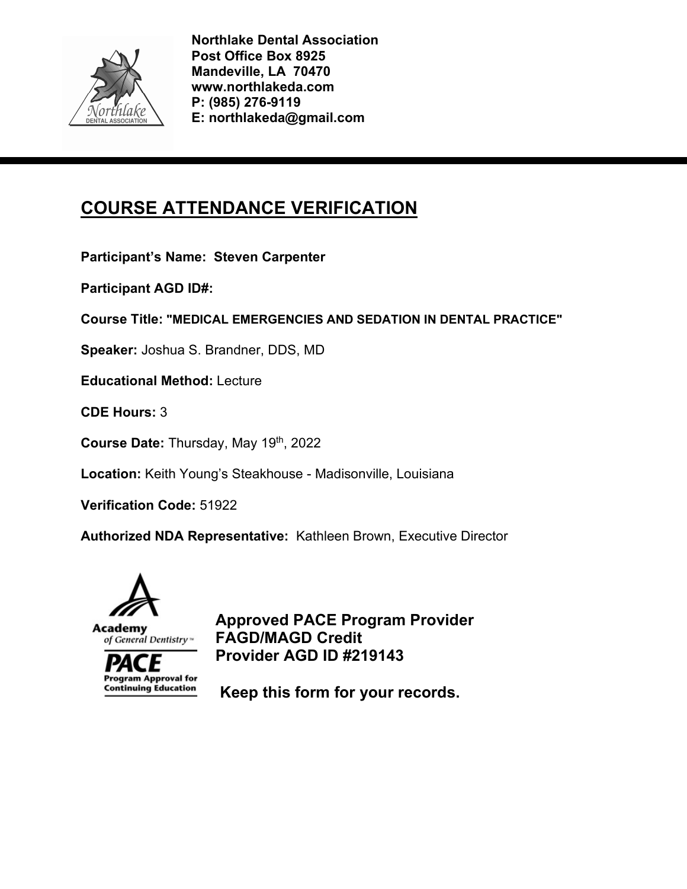**Northlake Dental Association**
**Post Office Box 8925**
**Mandeville, LA 70470**
**www.northlakeda.com**
**P: (985) 276-9119**
**E: northlakeda@gmail.com**

---

# COURSE ATTENDANCE VERIFICATION

**Participant's Name: Steven Carpenter**

**Participant AGD ID#:**

**Course Title: "MEDICAL EMERGENCIES AND SEDATION IN DENTAL PRACTICE"**

**Speaker:** Joshua S. Brandner, DDS, MD

**Educational Method:** Lecture

**CDE Hours:** 3

**Course Date:** Thursday, May 19th, 2022

**Location:** Keith Young's Steakhouse - Madisonville, Louisiana

**Verification Code:** 51922

**Authorized NDA Representative:** Kathleen Brown, Executive Director

**Approved PACE Program Provider**
**FAGD/MAGD Credit**
**Provider AGD ID #219143**

**Keep this form for your records.**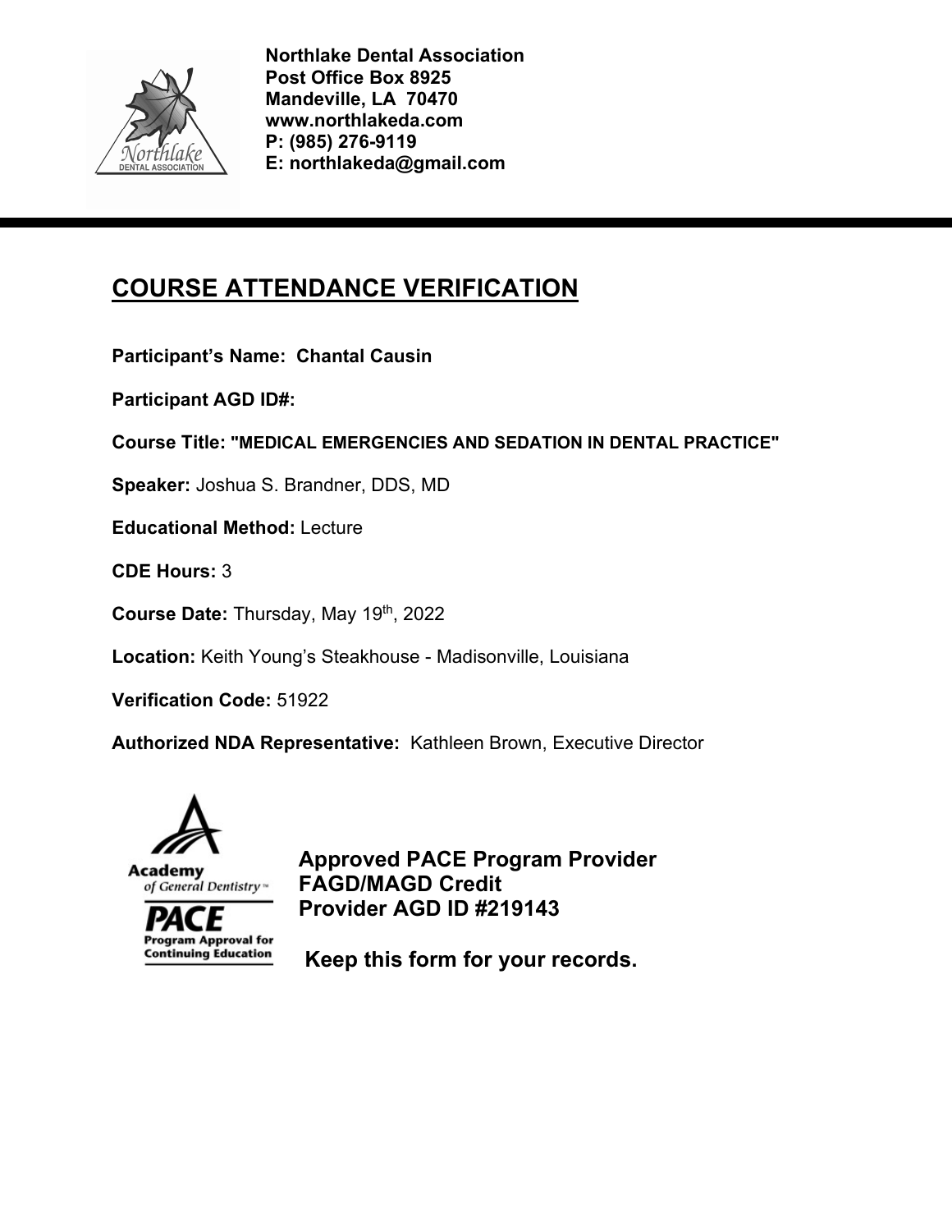**Northlake Dental Association**
**Post Office Box 8925**
**Mandeville, LA 70470**
**www.northlakeda.com**
**P: (985) 276-9119**
**E: northlakeda@gmail.com**

# COURSE ATTENDANCE VERIFICATION

**Participant's Name: Chantal Causin**

**Participant AGD ID#:**

**Course Title: "MEDICAL EMERGENCIES AND SEDATION IN DENTAL PRACTICE"**

**Speaker:** Joshua S. Brandner, DDS, MD

**Educational Method:** Lecture

**CDE Hours:** 3

**Course Date:** Thursday, May 19th, 2022

**Location:** Keith Young's Steakhouse - Madisonville, Louisiana

**Verification Code:** 51922

**Authorized NDA Representative:** Kathleen Brown, Executive Director

Academy of General Dentistry
PACE Program Approval for Continuing Education

**Approved PACE Program Provider**
**FAGD/MAGD Credit**
**Provider AGD ID #219143**

**Keep this form for your records.**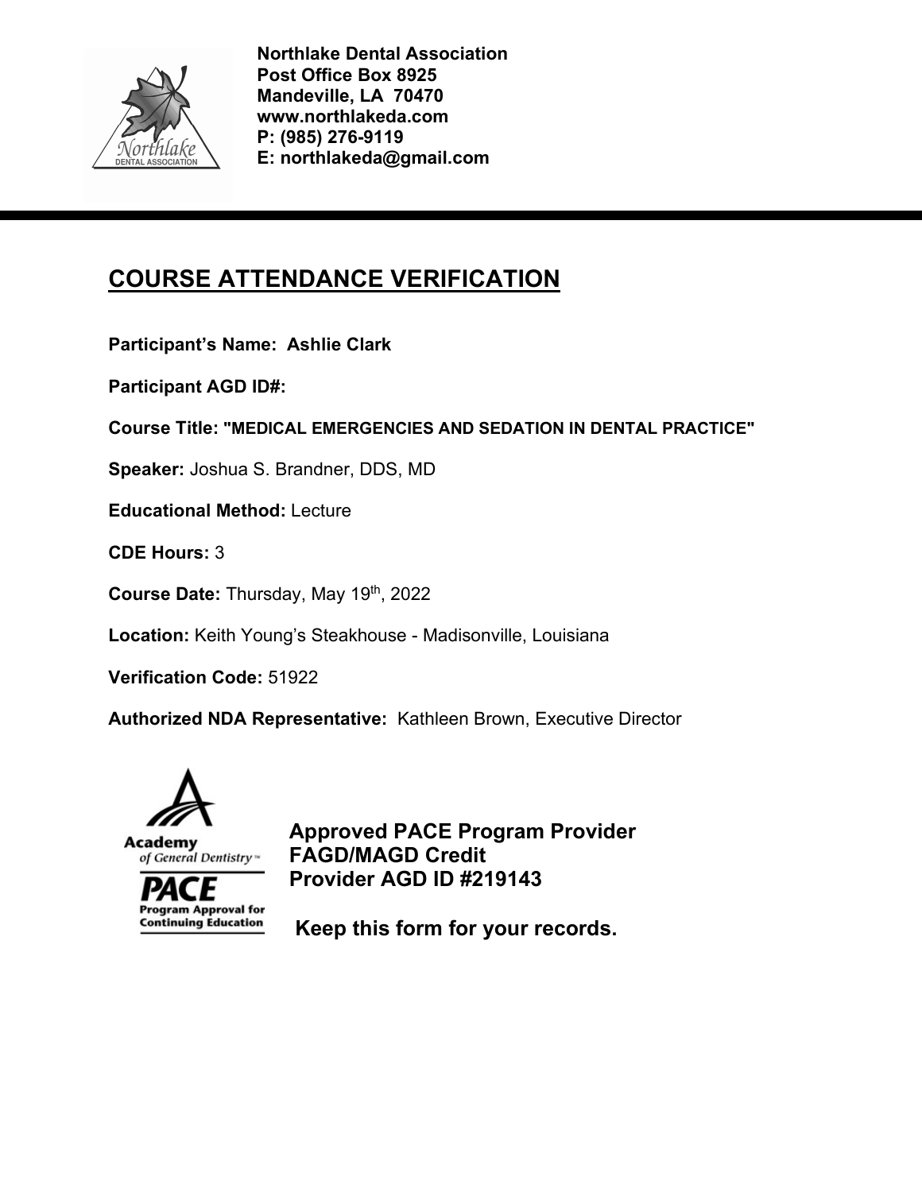**Northlake Dental Association**
**Post Office Box 8925**
**Mandeville, LA 70470**
**www.northlakeda.com**
**P: (985) 276-9119**
**E: northlakeda@gmail.com**

# COURSE ATTENDANCE VERIFICATION

**Participant's Name: Ashlie Clark**

**Participant AGD ID#:**

**Course Title: "MEDICAL EMERGENCIES AND SEDATION IN DENTAL PRACTICE"**

**Speaker:** Joshua S. Brandner, DDS, MD

**Educational Method:** Lecture

**CDE Hours:** 3

**Course Date:** Thursday, May 19th, 2022

**Location:** Keith Young's Steakhouse - Madisonville, Louisiana

**Verification Code:** 51922

**Authorized NDA Representative:** Kathleen Brown, Executive Director

Academy of General Dentistry
PACE Program Approval for Continuing Education

**Approved PACE Program Provider**
**FAGD/MAGD Credit**
**Provider AGD ID #219143**

**Keep this form for your records.**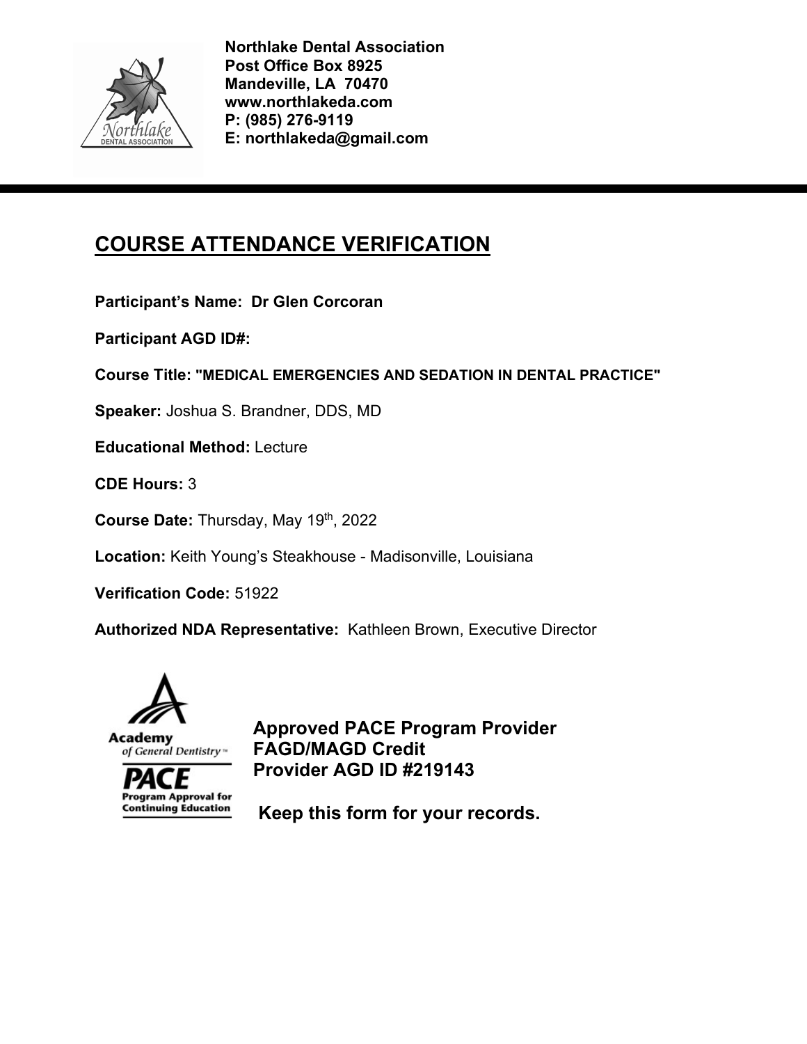**Northlake Dental Association**
**Post Office Box 8925**
**Mandeville, LA 70470**
**www.northlakeda.com**
**P: (985) 276-9119**
**E: northlakeda@gmail.com**

---

# COURSE ATTENDANCE VERIFICATION

**Participant's Name: Dr Glen Corcoran**

**Participant AGD ID#:**

**Course Title: "MEDICAL EMERGENCIES AND SEDATION IN DENTAL PRACTICE"**

**Speaker:** Joshua S. Brandner, DDS, MD

**Educational Method:** Lecture

**CDE Hours:** 3

**Course Date:** Thursday, May 19th, 2022

**Location:** Keith Young's Steakhouse - Madisonville, Louisiana

**Verification Code:** 51922

**Authorized NDA Representative:** Kathleen Brown, Executive Director

**Approved PACE Program Provider**
**FAGD/MAGD Credit**
**Provider AGD ID #219143**

**Keep this form for your records.**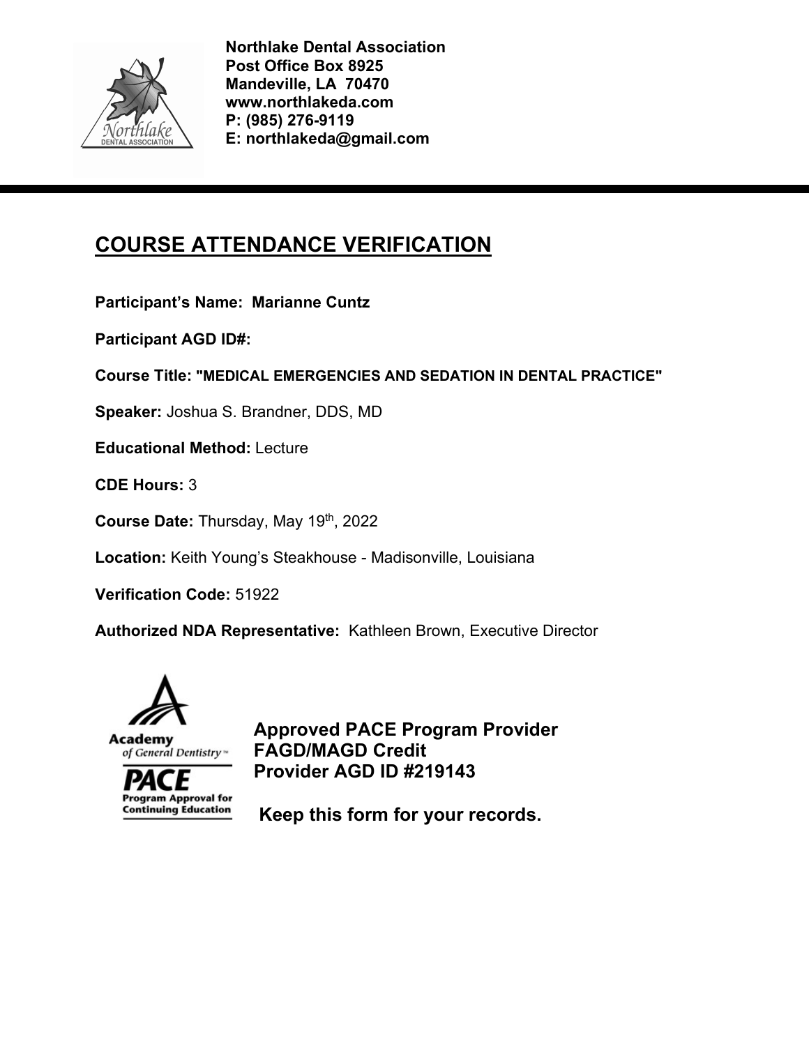**Northlake Dental Association**
**Post Office Box 8925**
**Mandeville, LA 70470**
**www.northlakeda.com**
**P: (985) 276-9119**
**E: northlakeda@gmail.com**

---

# COURSE ATTENDANCE VERIFICATION

**Participant's Name: Marianne Cuntz**

**Participant AGD ID#:**

**Course Title: "MEDICAL EMERGENCIES AND SEDATION IN DENTAL PRACTICE"**

**Speaker:** Joshua S. Brandner, DDS, MD

**Educational Method:** Lecture

**CDE Hours:** 3

**Course Date:** Thursday, May 19th, 2022

**Location:** Keith Young's Steakhouse - Madisonville, Louisiana

**Verification Code:** 51922

**Authorized NDA Representative:** Kathleen Brown, Executive Director

Academy of General Dentistry
PACE Program Approval for Continuing Education

**Approved PACE Program Provider**
**FAGD/MAGD Credit**
**Provider AGD ID #219143**

**Keep this form for your records.**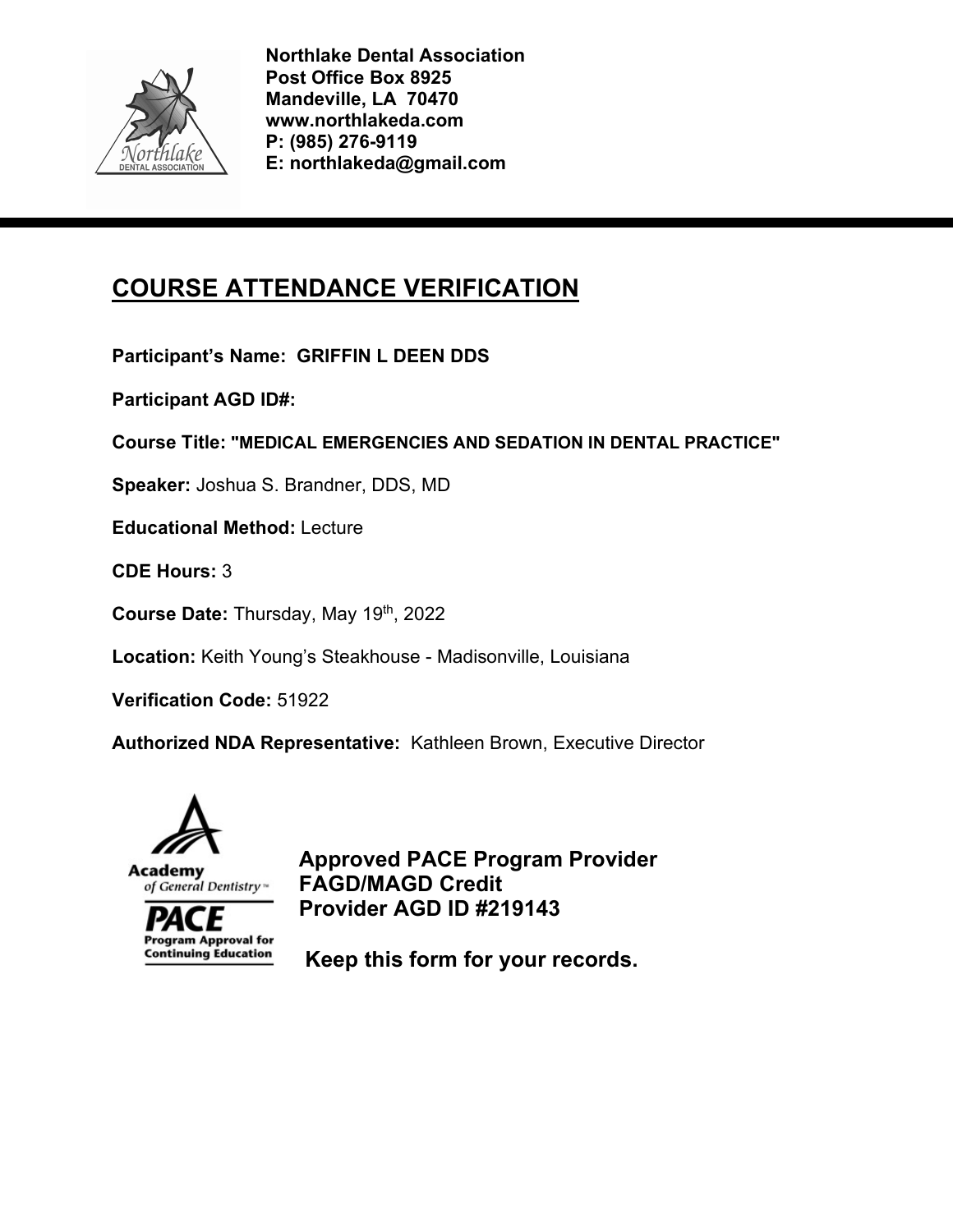**Northlake Dental Association**
**Post Office Box 8925**
**Mandeville, LA 70470**
**www.northlakeda.com**
**P: (985) 276-9119**
**E: northlakeda@gmail.com**

# COURSE ATTENDANCE VERIFICATION

**Participant's Name: GRIFFIN L DEEN DDS**

**Participant AGD ID#:**

**Course Title: "MEDICAL EMERGENCIES AND SEDATION IN DENTAL PRACTICE"**

**Speaker:** Joshua S. Brandner, DDS, MD

**Educational Method:** Lecture

**CDE Hours:** 3

**Course Date:** Thursday, May 19th, 2022

**Location:** Keith Young's Steakhouse - Madisonville, Louisiana

**Verification Code:** 51922

**Authorized NDA Representative:** Kathleen Brown, Executive Director

Academy of General Dentistry
PACE Program Approval for Continuing Education

**Approved PACE Program Provider**
**FAGD/MAGD Credit**
**Provider AGD ID #219143**

**Keep this form for your records.**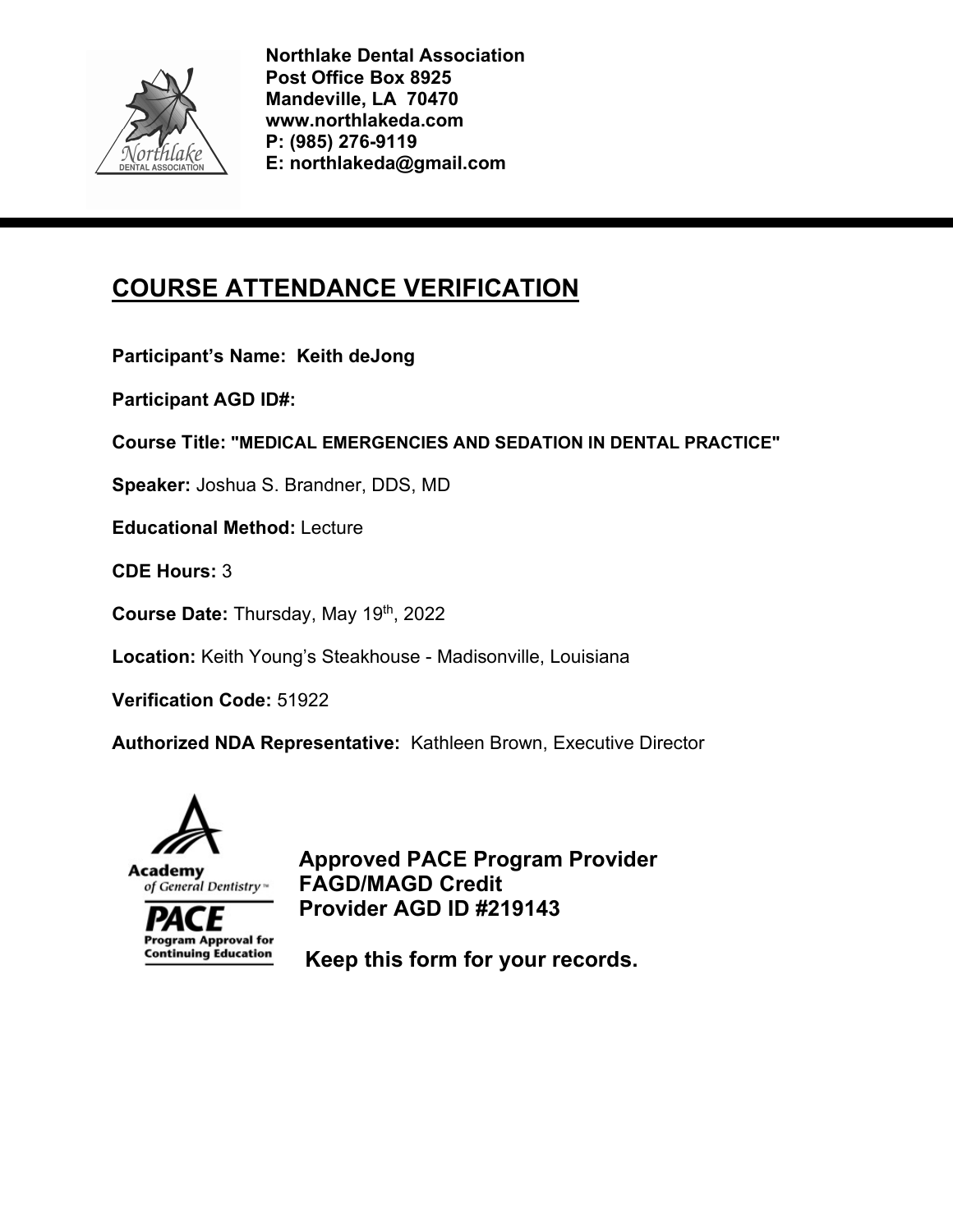**Northlake Dental Association**
**Post Office Box 8925**
**Mandeville, LA 70470**
**www.northlakeda.com**
**P: (985) 276-9119**
**E: northlakeda@gmail.com**

# COURSE ATTENDANCE VERIFICATION

**Participant's Name: Keith deJong**

**Participant AGD ID#:**

**Course Title: "MEDICAL EMERGENCIES AND SEDATION IN DENTAL PRACTICE"**

**Speaker:** Joshua S. Brandner, DDS, MD

**Educational Method:** Lecture

**CDE Hours:** 3

**Course Date:** Thursday, May 19th, 2022

**Location:** Keith Young's Steakhouse - Madisonville, Louisiana

**Verification Code:** 51922

**Authorized NDA Representative:** Kathleen Brown, Executive Director

**Approved PACE Program Provider**
**FAGD/MAGD Credit**
**Provider AGD ID #219143**

**Keep this form for your records.**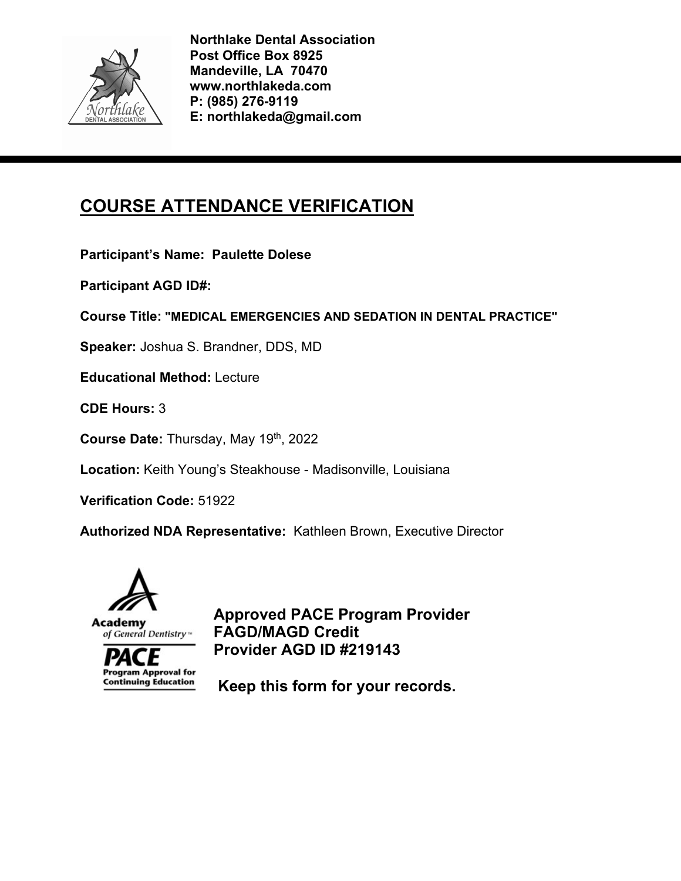**Northlake Dental Association**
**Post Office Box 8925**
**Mandeville, LA 70470**
**www.northlakeda.com**
**P: (985) 276-9119**
**E: northlakeda@gmail.com**

---

# COURSE ATTENDANCE VERIFICATION

**Participant's Name: Paulette Dolese**

**Participant AGD ID#:**

**Course Title: "MEDICAL EMERGENCIES AND SEDATION IN DENTAL PRACTICE"**

**Speaker:** Joshua S. Brandner, DDS, MD

**Educational Method:** Lecture

**CDE Hours:** 3

**Course Date:** Thursday, May 19th, 2022

**Location:** Keith Young's Steakhouse - Madisonville, Louisiana

**Verification Code:** 51922

**Authorized NDA Representative:** Kathleen Brown, Executive Director

Academy of General Dentistry
PACE Program Approval for Continuing Education

**Approved PACE Program Provider**
**FAGD/MAGD Credit**
**Provider AGD ID #219143**

**Keep this form for your records.**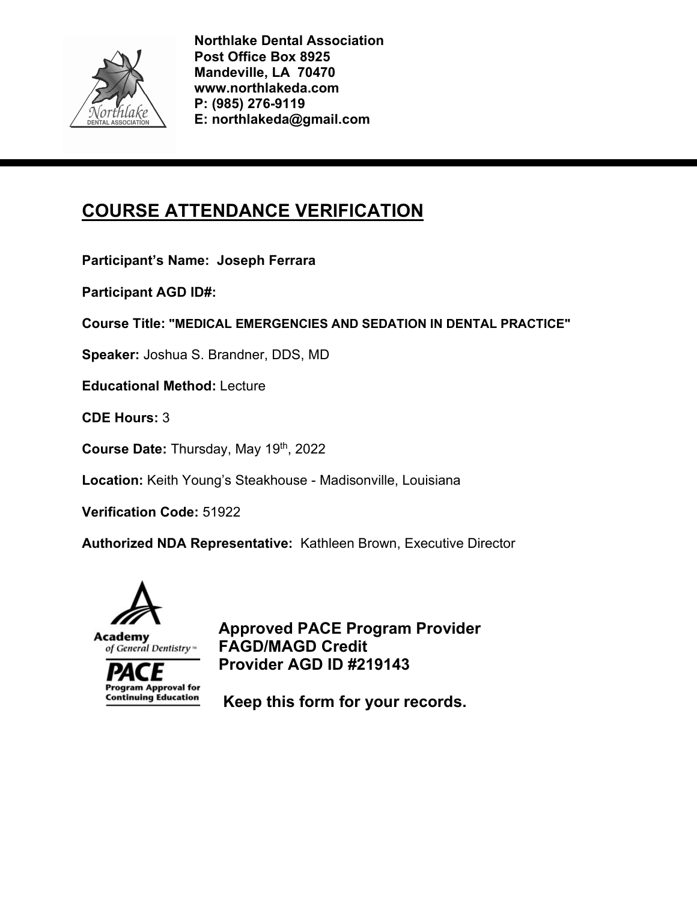**Northlake Dental Association**
**Post Office Box 8925**
**Mandeville, LA 70470**
**www.northlakeda.com**
**P: (985) 276-9119**
**E: northlakeda@gmail.com**

---

# COURSE ATTENDANCE VERIFICATION

**Participant's Name: Joseph Ferrara**

**Participant AGD ID#:**

**Course Title: "MEDICAL EMERGENCIES AND SEDATION IN DENTAL PRACTICE"**

**Speaker:** Joshua S. Brandner, DDS, MD

**Educational Method:** Lecture

**CDE Hours:** 3

**Course Date:** Thursday, May 19th, 2022

**Location:** Keith Young's Steakhouse - Madisonville, Louisiana

**Verification Code:** 51922

**Authorized NDA Representative:** Kathleen Brown, Executive Director

Academy of General Dentistry™
PACE
Program Approval for Continuing Education

**Approved PACE Program Provider**
**FAGD/MAGD Credit**
**Provider AGD ID #219143**

**Keep this form for your records.**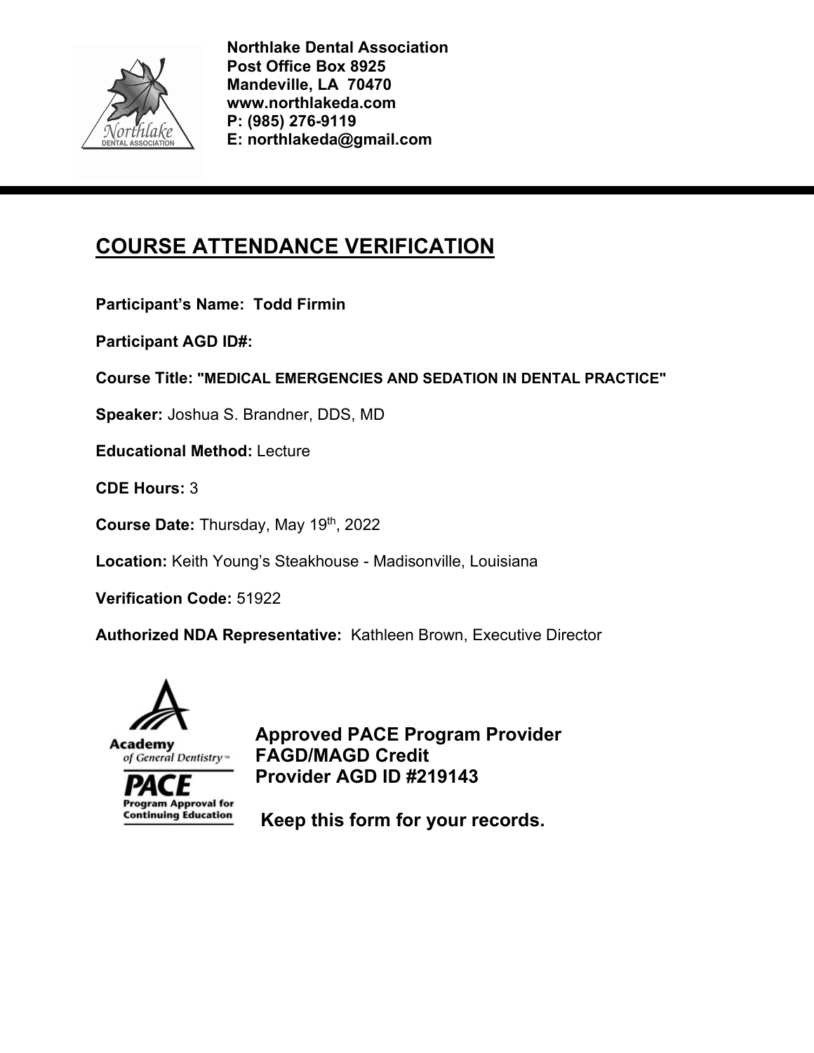**Northlake Dental Association**
**Post Office Box 8925**
**Mandeville, LA 70470**
**www.northlakeda.com**
**P: (985) 276-9119**
**E: northlakeda@gmail.com**

# COURSE ATTENDANCE VERIFICATION

**Participant's Name: Todd Firmin**

**Participant AGD ID#:**

**Course Title: "MEDICAL EMERGENCIES AND SEDATION IN DENTAL PRACTICE"**

**Speaker:** Joshua S. Brandner, DDS, MD

**Educational Method:** Lecture

**CDE Hours:** 3

**Course Date:** Thursday, May 19th, 2022

**Location:** Keith Young's Steakhouse - Madisonville, Louisiana

**Verification Code:** 51922

**Authorized NDA Representative:** Kathleen Brown, Executive Director

Academy of General Dentistry
PACE Program Approval for Continuing Education

**Approved PACE Program Provider**
**FAGD/MAGD Credit**
**Provider AGD ID #219143**

**Keep this form for your records.**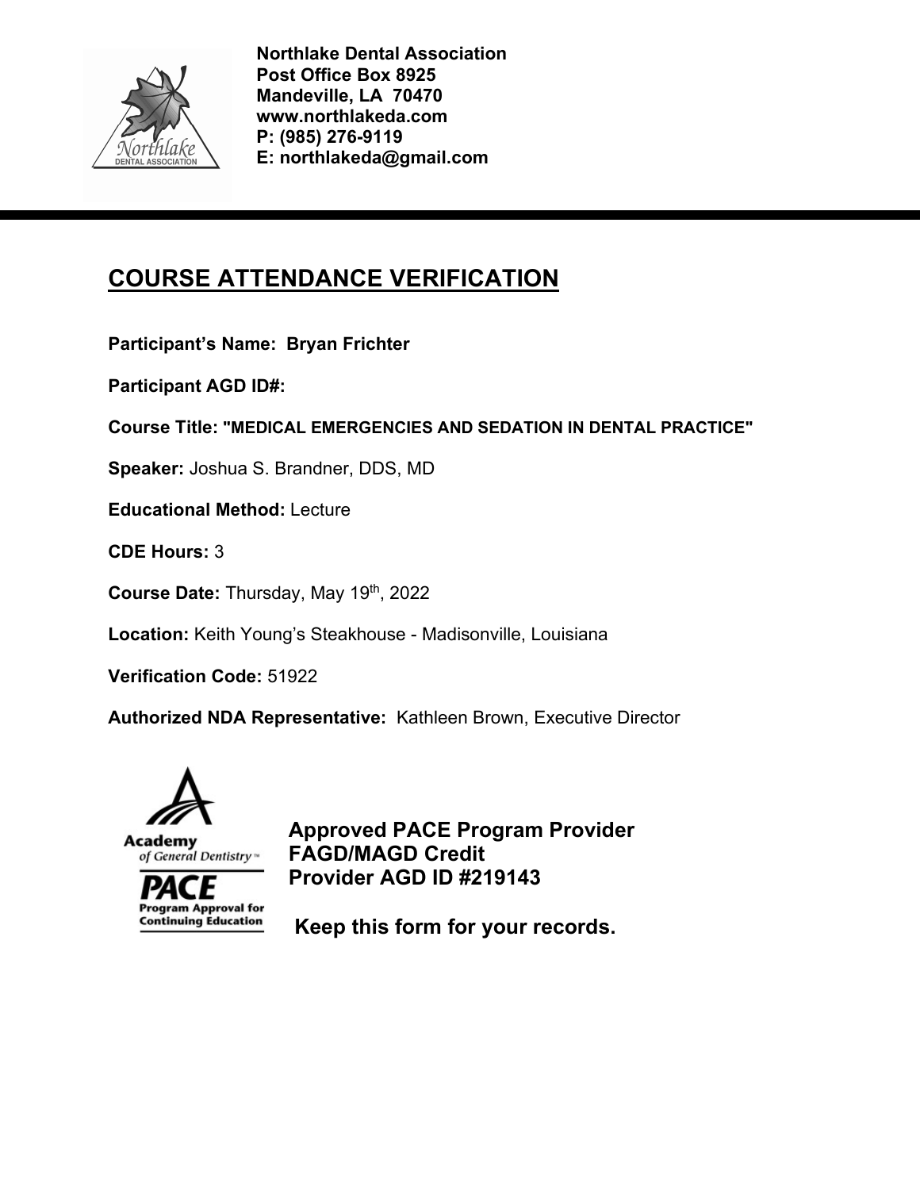**Northlake Dental Association**
**Post Office Box 8925**
**Mandeville, LA 70470**
**www.northlakeda.com**
**P: (985) 276-9119**
**E: northlakeda@gmail.com**

# COURSE ATTENDANCE VERIFICATION

**Participant's Name: Bryan Frichter**

**Participant AGD ID#:**

**Course Title: "MEDICAL EMERGENCIES AND SEDATION IN DENTAL PRACTICE"**

**Speaker:** Joshua S. Brandner, DDS, MD

**Educational Method:** Lecture

**CDE Hours:** 3

**Course Date:** Thursday, May 19th, 2022

**Location:** Keith Young's Steakhouse - Madisonville, Louisiana

**Verification Code:** 51922

**Authorized NDA Representative:** Kathleen Brown, Executive Director

**Approved PACE Program Provider**
**FAGD/MAGD Credit**
**Provider AGD ID #219143**

**Keep this form for your records.**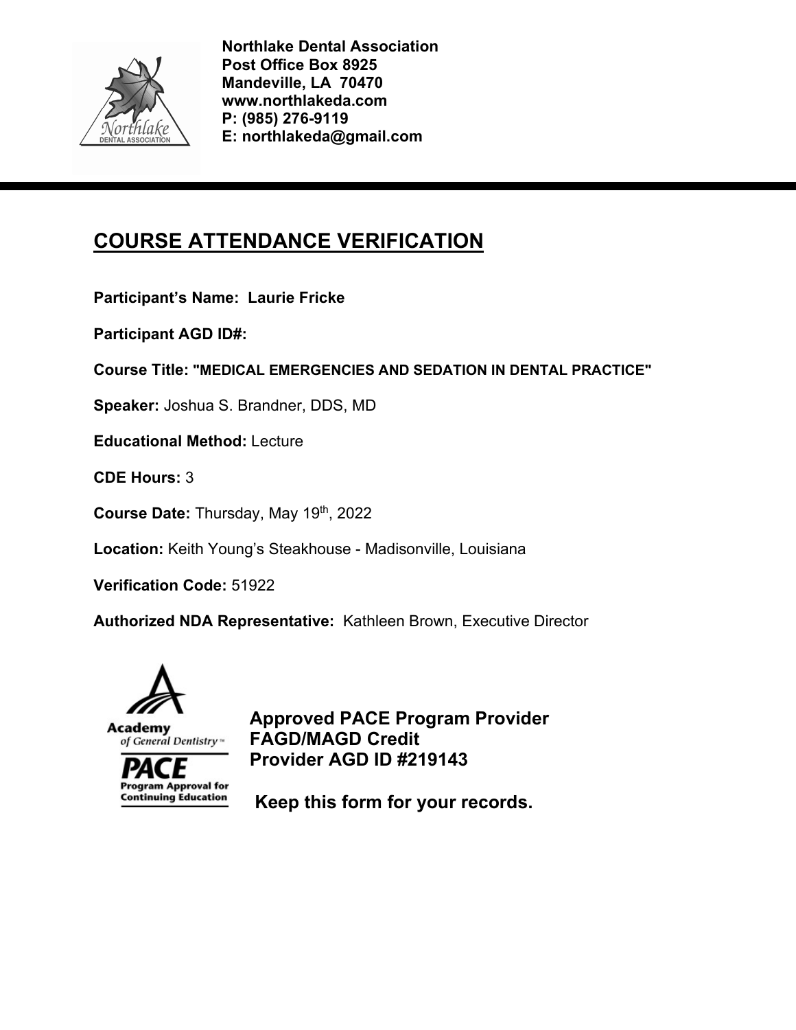**Northlake Dental Association**
**Post Office Box 8925**
**Mandeville, LA 70470**
**www.northlakeda.com**
**P: (985) 276-9119**
**E: northlakeda@gmail.com**

---

# COURSE ATTENDANCE VERIFICATION

**Participant's Name: Laurie Fricke**

**Participant AGD ID#:**

**Course Title: "MEDICAL EMERGENCIES AND SEDATION IN DENTAL PRACTICE"**

**Speaker:** Joshua S. Brandner, DDS, MD

**Educational Method:** Lecture

**CDE Hours:** 3

**Course Date:** Thursday, May 19th, 2022

**Location:** Keith Young's Steakhouse - Madisonville, Louisiana

**Verification Code:** 51922

**Authorized NDA Representative:** Kathleen Brown, Executive Director

Academy of General Dentistry™
PACE Program Approval for Continuing Education

**Approved PACE Program Provider**
**FAGD/MAGD Credit**
**Provider AGD ID #219143**

**Keep this form for your records.**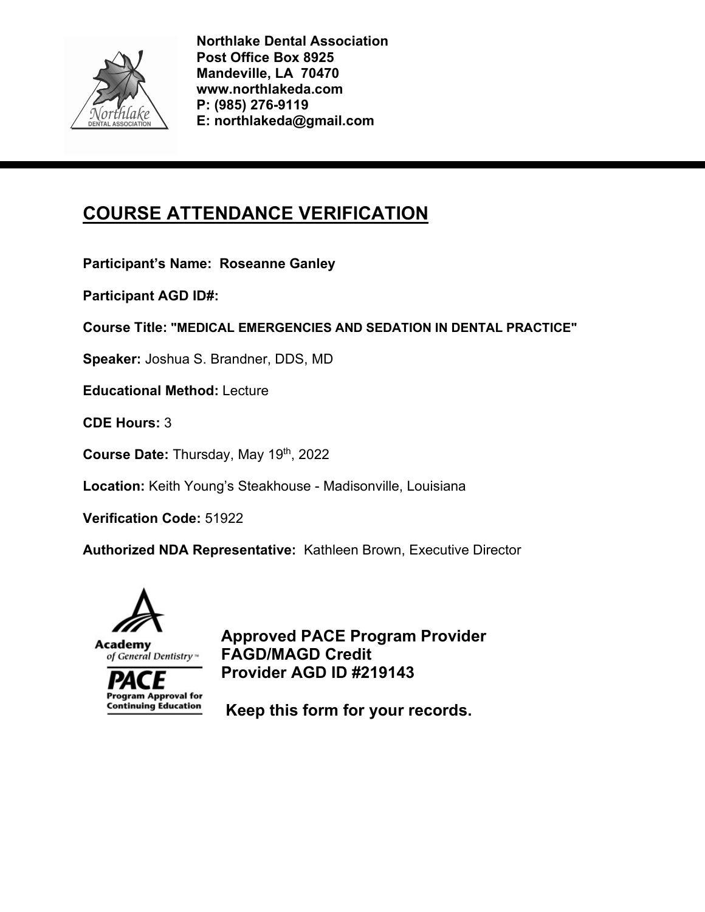**Northlake Dental Association**
**Post Office Box 8925**
**Mandeville, LA 70470**
**www.northlakeda.com**
**P: (985) 276-9119**
**E: northlakeda@gmail.com**

---

# COURSE ATTENDANCE VERIFICATION

**Participant's Name: Roseanne Ganley**

**Participant AGD ID#:**

**Course Title: "MEDICAL EMERGENCIES AND SEDATION IN DENTAL PRACTICE"**

**Speaker:** Joshua S. Brandner, DDS, MD

**Educational Method:** Lecture

**CDE Hours:** 3

**Course Date:** Thursday, May 19th, 2022

**Location:** Keith Young's Steakhouse - Madisonville, Louisiana

**Verification Code:** 51922

**Authorized NDA Representative:** Kathleen Brown, Executive Director

Academy of General Dentistry
PACE Program Approval for Continuing Education

**Approved PACE Program Provider**
**FAGD/MAGD Credit**
**Provider AGD ID #219143**

**Keep this form for your records.**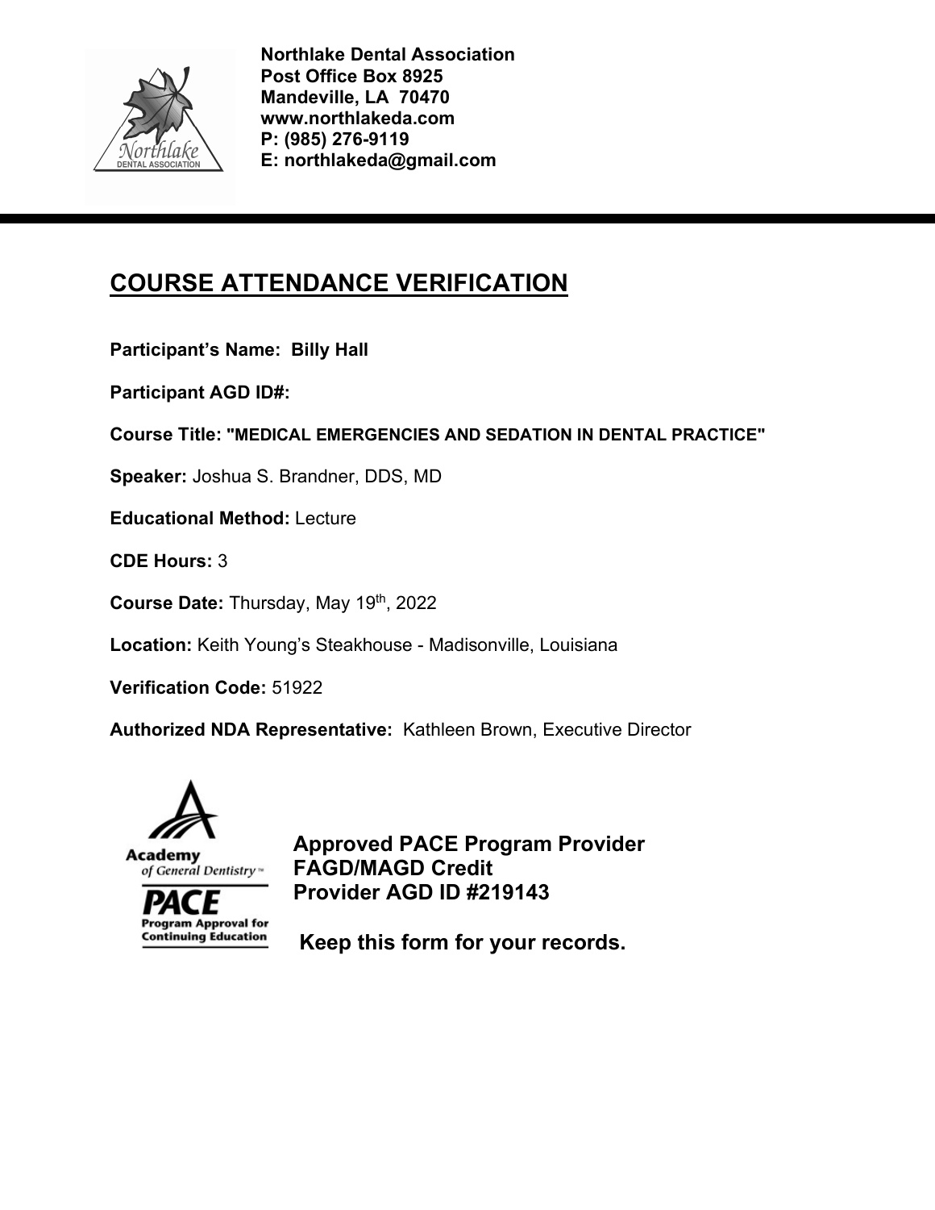**Northlake Dental Association**
**Post Office Box 8925**
**Mandeville, LA 70470**
**www.northlakeda.com**
**P: (985) 276-9119**
**E: northlakeda@gmail.com**

# COURSE ATTENDANCE VERIFICATION

**Participant's Name: Billy Hall**

**Participant AGD ID#:**

**Course Title: "MEDICAL EMERGENCIES AND SEDATION IN DENTAL PRACTICE"**

**Speaker:** Joshua S. Brandner, DDS, MD

**Educational Method:** Lecture

**CDE Hours:** 3

**Course Date:** Thursday, May 19th, 2022

**Location:** Keith Young's Steakhouse - Madisonville, Louisiana

**Verification Code:** 51922

**Authorized NDA Representative:** Kathleen Brown, Executive Director

Academy of General Dentistry
PACE Program Approval for Continuing Education

**Approved PACE Program Provider**
**FAGD/MAGD Credit**
**Provider AGD ID #219143**

**Keep this form for your records.**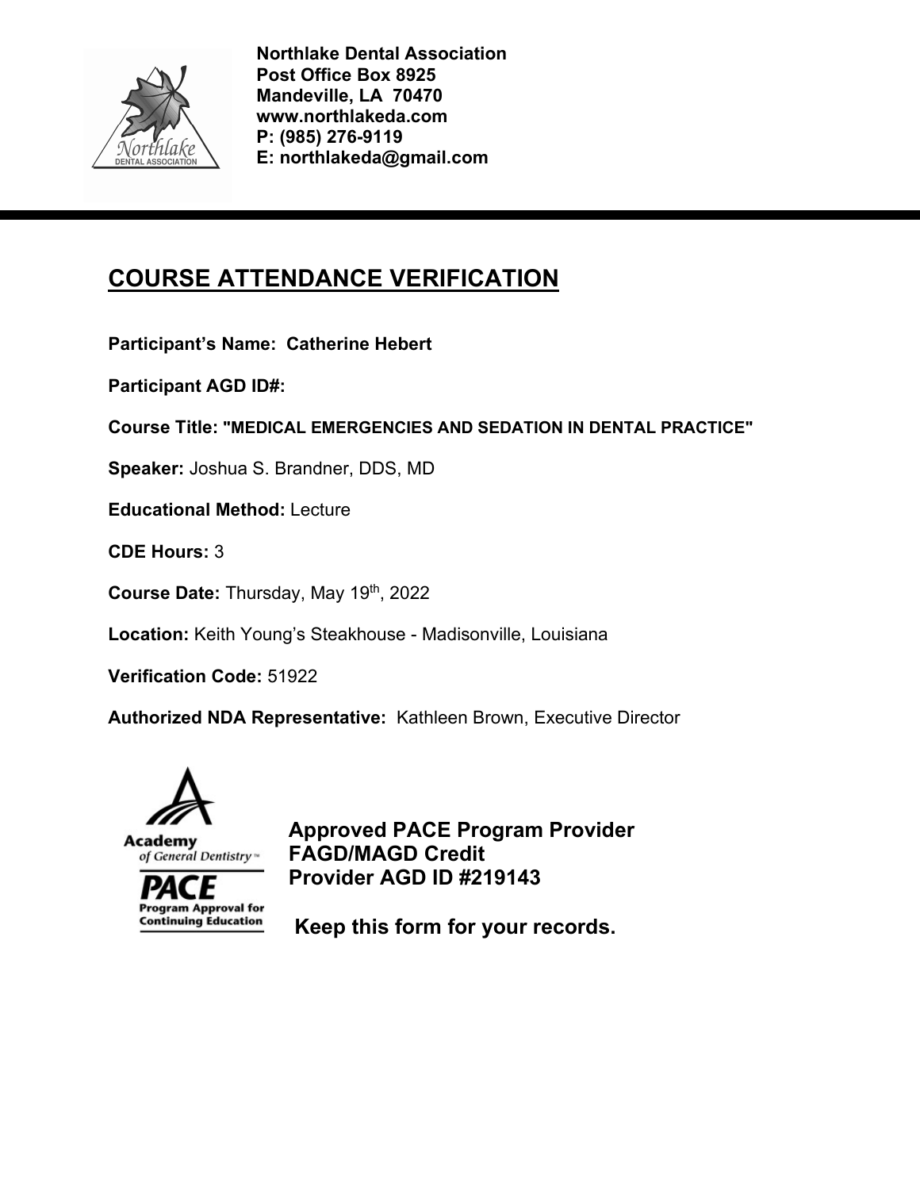**Northlake Dental Association**
**Post Office Box 8925**
**Mandeville, LA 70470**
**www.northlakeda.com**
**P: (985) 276-9119**
**E: northlakeda@gmail.com**

---

# COURSE ATTENDANCE VERIFICATION

**Participant's Name: Catherine Hebert**

**Participant AGD ID#:**

**Course Title: "MEDICAL EMERGENCIES AND SEDATION IN DENTAL PRACTICE"**

**Speaker:** Joshua S. Brandner, DDS, MD

**Educational Method:** Lecture

**CDE Hours:** 3

**Course Date:** Thursday, May 19th, 2022

**Location:** Keith Young's Steakhouse - Madisonville, Louisiana

**Verification Code:** 51922

**Authorized NDA Representative:** Kathleen Brown, Executive Director

Academy of General Dentistry
PACE Program Approval for Continuing Education

**Approved PACE Program Provider**
**FAGD/MAGD Credit**
**Provider AGD ID #219143**

**Keep this form for your records.**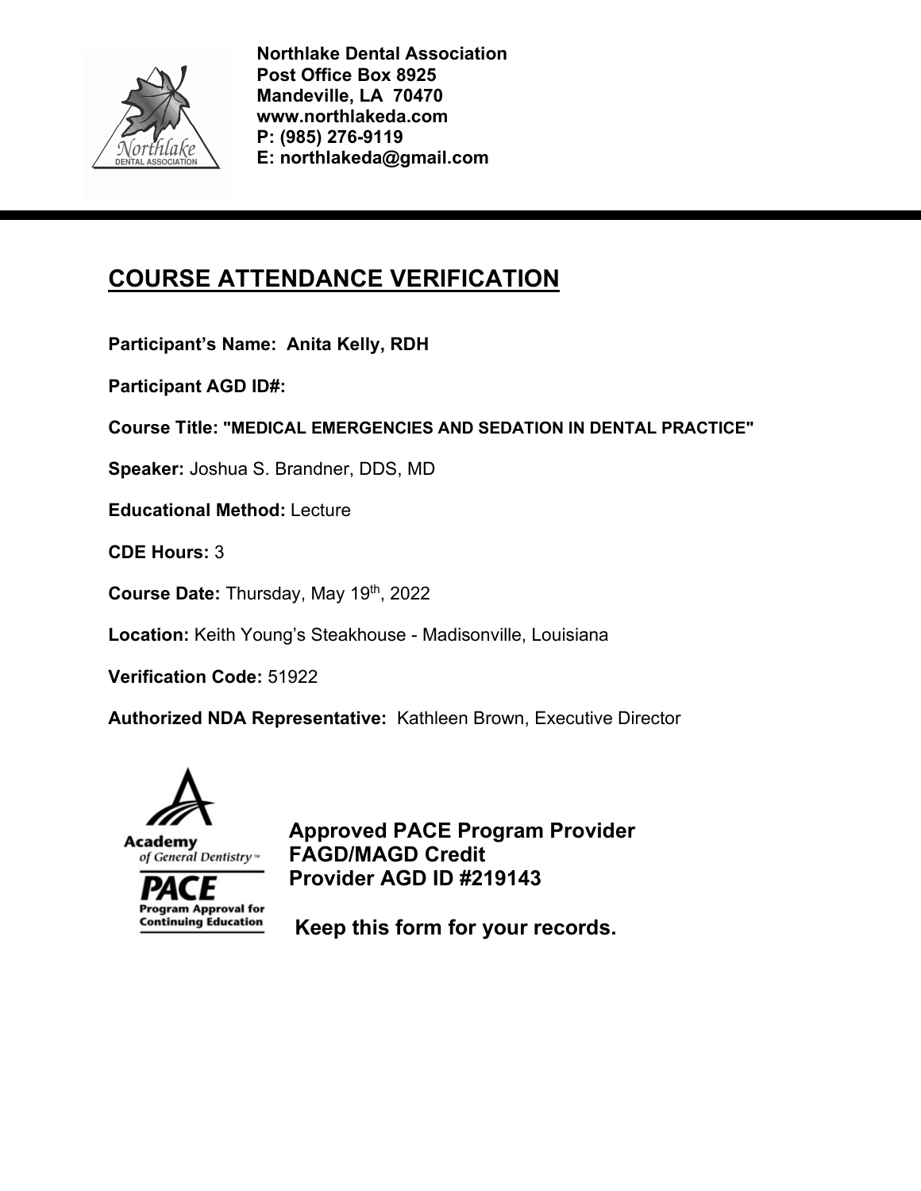**Northlake Dental Association**
**Post Office Box 8925**
**Mandeville, LA 70470**
**www.northlakeda.com**
**P: (985) 276-9119**
**E: northlakeda@gmail.com**

---

# COURSE ATTENDANCE VERIFICATION

**Participant's Name: Anita Kelly, RDH**

**Participant AGD ID#:**

**Course Title: "MEDICAL EMERGENCIES AND SEDATION IN DENTAL PRACTICE"**

**Speaker:** Joshua S. Brandner, DDS, MD

**Educational Method:** Lecture

**CDE Hours:** 3

**Course Date:** Thursday, May 19th, 2022

**Location:** Keith Young's Steakhouse - Madisonville, Louisiana

**Verification Code:** 51922

**Authorized NDA Representative:** Kathleen Brown, Executive Director

Academy of General Dentistry
PACE Program Approval for Continuing Education

**Approved PACE Program Provider**
**FAGD/MAGD Credit**
**Provider AGD ID #219143**

**Keep this form for your records.**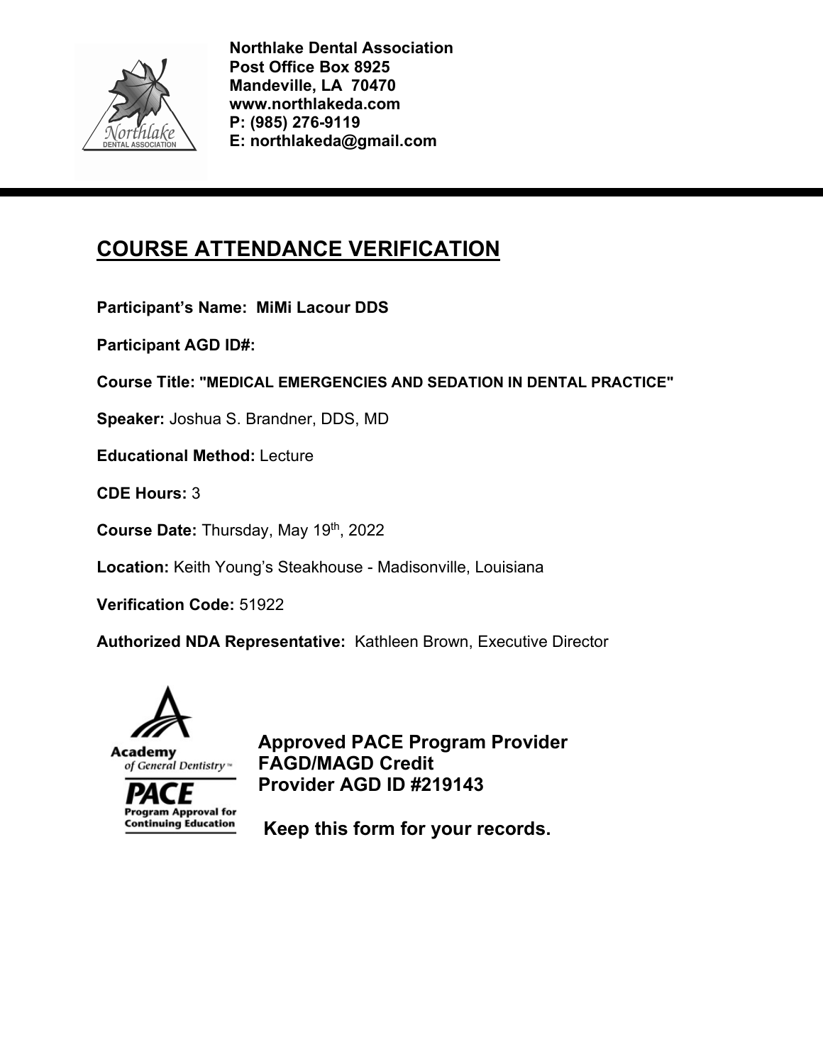**Northlake Dental Association**
**Post Office Box 8925**
**Mandeville, LA 70470**
**www.northlakeda.com**
**P: (985) 276-9119**
**E: northlakeda@gmail.com**

---

# COURSE ATTENDANCE VERIFICATION

**Participant's Name: MiMi Lacour DDS**

**Participant AGD ID#:**

**Course Title: "MEDICAL EMERGENCIES AND SEDATION IN DENTAL PRACTICE"**

**Speaker:** Joshua S. Brandner, DDS, MD

**Educational Method:** Lecture

**CDE Hours:** 3

**Course Date:** Thursday, May 19th, 2022

**Location:** Keith Young's Steakhouse - Madisonville, Louisiana

**Verification Code:** 51922

**Authorized NDA Representative:** Kathleen Brown, Executive Director

Academy of General Dentistry
PACE Program Approval for Continuing Education

**Approved PACE Program Provider**
**FAGD/MAGD Credit**
**Provider AGD ID #219143**

**Keep this form for your records.**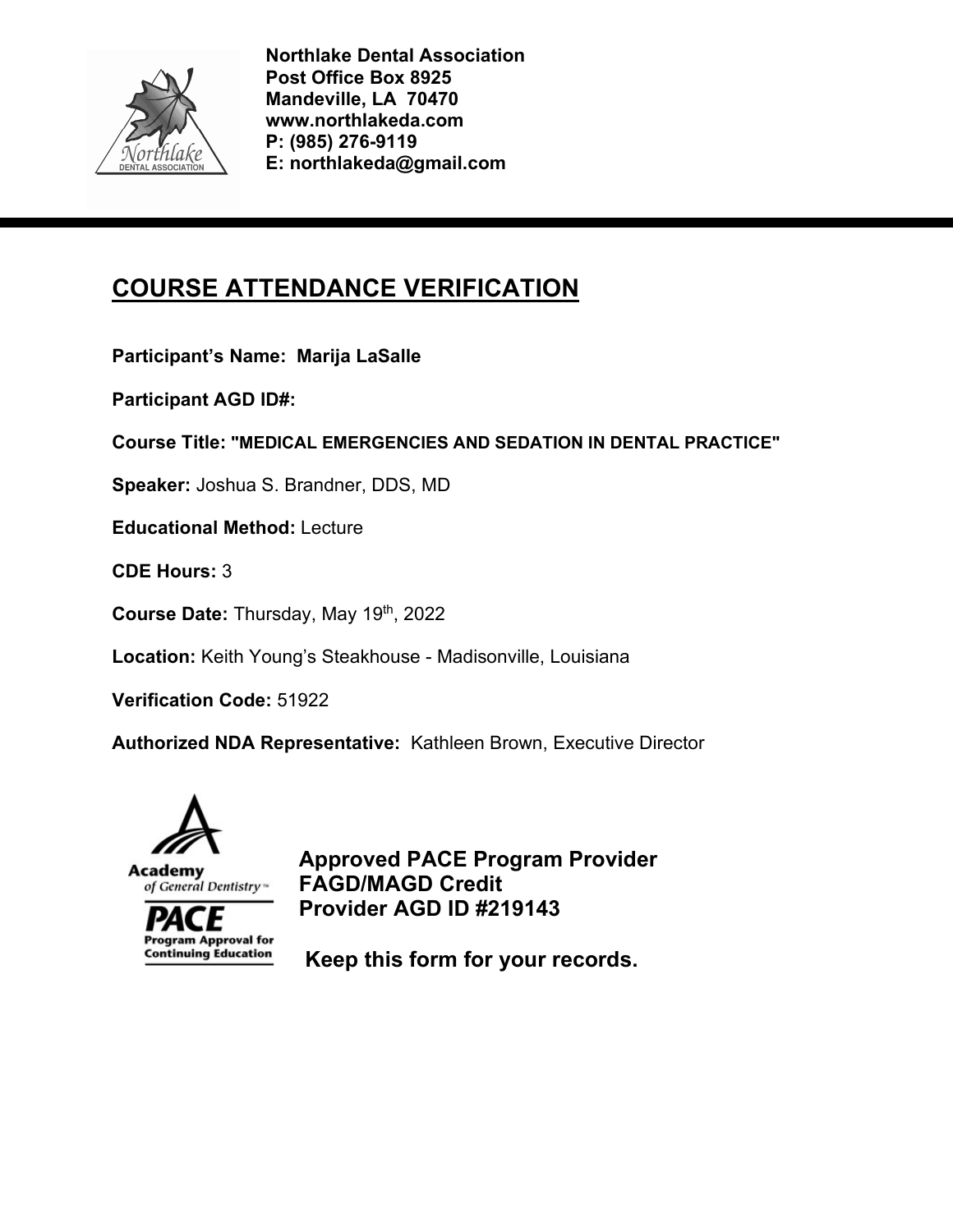**Northlake Dental Association**
**Post Office Box 8925**
**Mandeville, LA 70470**
**www.northlakeda.com**
**P: (985) 276-9119**
**E: northlakeda@gmail.com**

# COURSE ATTENDANCE VERIFICATION

**Participant's Name: Marija LaSalle**

**Participant AGD ID#:**

**Course Title: "MEDICAL EMERGENCIES AND SEDATION IN DENTAL PRACTICE"**

**Speaker:** Joshua S. Brandner, DDS, MD

**Educational Method:** Lecture

**CDE Hours:** 3

**Course Date:** Thursday, May 19th, 2022

**Location:** Keith Young's Steakhouse - Madisonville, Louisiana

**Verification Code:** 51922

**Authorized NDA Representative:** Kathleen Brown, Executive Director

Academy of General Dentistry
PACE Program Approval for Continuing Education

**Approved PACE Program Provider**
**FAGD/MAGD Credit**
**Provider AGD ID #219143**

**Keep this form for your records.**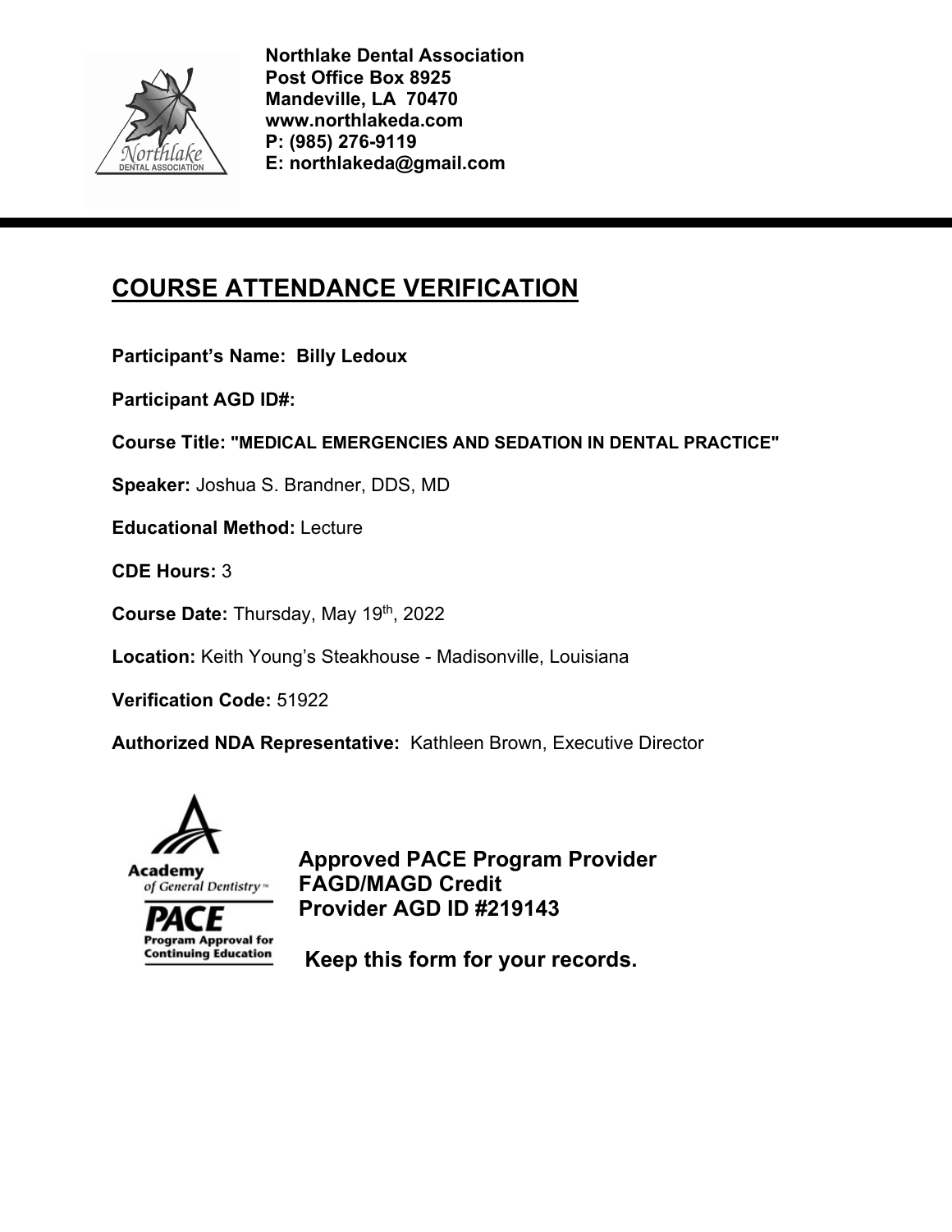**Northlake Dental Association**
**Post Office Box 8925**
**Mandeville, LA 70470**
**www.northlakeda.com**
**P: (985) 276-9119**
**E: northlakeda@gmail.com**

# COURSE ATTENDANCE VERIFICATION

**Participant's Name: Billy Ledoux**

**Participant AGD ID#:**

**Course Title: "MEDICAL EMERGENCIES AND SEDATION IN DENTAL PRACTICE"**

**Speaker:** Joshua S. Brandner, DDS, MD

**Educational Method:** Lecture

**CDE Hours:** 3

**Course Date:** Thursday, May 19th, 2022

**Location:** Keith Young's Steakhouse - Madisonville, Louisiana

**Verification Code:** 51922

**Authorized NDA Representative:** Kathleen Brown, Executive Director

**Approved PACE Program Provider**
**FAGD/MAGD Credit**
**Provider AGD ID #219143**

**Keep this form for your records.**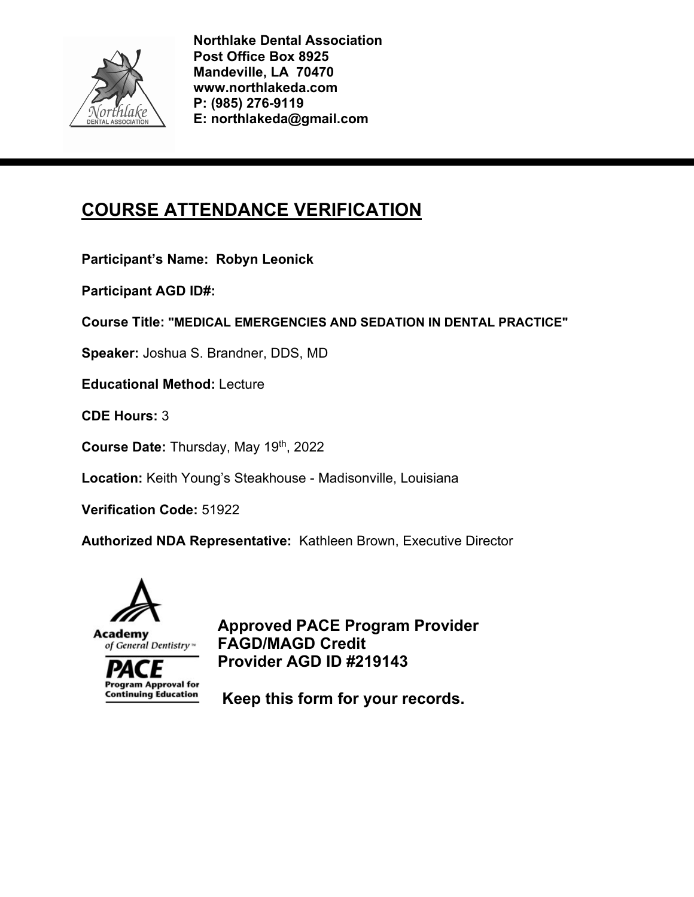**Northlake Dental Association**
**Post Office Box 8925**
**Mandeville, LA 70470**
**www.northlakeda.com**
**P: (985) 276-9119**
**E: northlakeda@gmail.com**

# COURSE ATTENDANCE VERIFICATION

**Participant's Name: Robyn Leonick**

**Participant AGD ID#:**

**Course Title: "MEDICAL EMERGENCIES AND SEDATION IN DENTAL PRACTICE"**

**Speaker:** Joshua S. Brandner, DDS, MD

**Educational Method:** Lecture

**CDE Hours:** 3

**Course Date:** Thursday, May 19th, 2022

**Location:** Keith Young's Steakhouse - Madisonville, Louisiana

**Verification Code:** 51922

**Authorized NDA Representative:** Kathleen Brown, Executive Director

Academy of General Dentistry
PACE Program Approval for Continuing Education

**Approved PACE Program Provider**
**FAGD/MAGD Credit**
**Provider AGD ID #219143**

**Keep this form for your records.**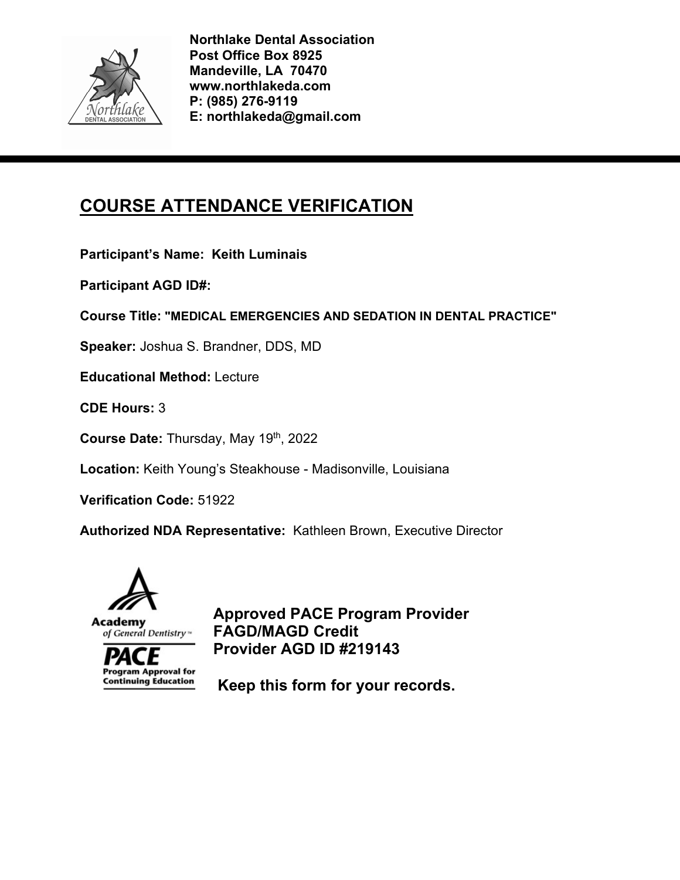**Northlake Dental Association**
**Post Office Box 8925**
**Mandeville, LA 70470**
**www.northlakeda.com**
**P: (985) 276-9119**
**E: northlakeda@gmail.com**

# COURSE ATTENDANCE VERIFICATION

**Participant's Name: Keith Luminais**

**Participant AGD ID#:**

**Course Title: "MEDICAL EMERGENCIES AND SEDATION IN DENTAL PRACTICE"**

**Speaker:** Joshua S. Brandner, DDS, MD

**Educational Method:** Lecture

**CDE Hours:** 3

**Course Date:** Thursday, May 19th, 2022

**Location:** Keith Young's Steakhouse - Madisonville, Louisiana

**Verification Code:** 51922

**Authorized NDA Representative:** Kathleen Brown, Executive Director

**Approved PACE Program Provider**
**FAGD/MAGD Credit**
**Provider AGD ID #219143**

**Keep this form for your records.**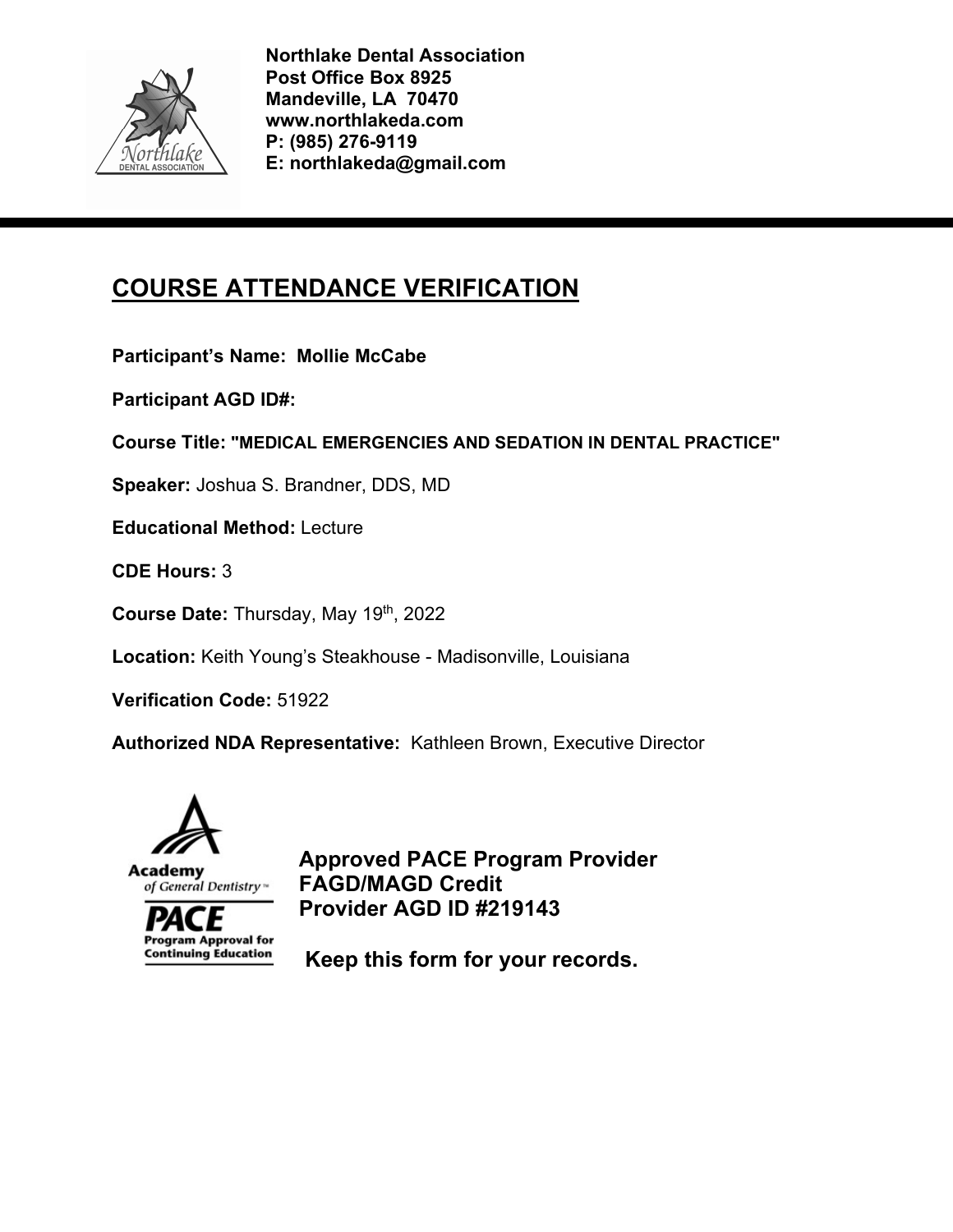**Northlake Dental Association**
**Post Office Box 8925**
**Mandeville, LA 70470**
**www.northlakeda.com**
**P: (985) 276-9119**
**E: northlakeda@gmail.com**

# COURSE ATTENDANCE VERIFICATION

**Participant's Name: Mollie McCabe**

**Participant AGD ID#:**

**Course Title: "MEDICAL EMERGENCIES AND SEDATION IN DENTAL PRACTICE"**

**Speaker:** Joshua S. Brandner, DDS, MD

**Educational Method:** Lecture

**CDE Hours:** 3

**Course Date:** Thursday, May 19th, 2022

**Location:** Keith Young's Steakhouse - Madisonville, Louisiana

**Verification Code:** 51922

**Authorized NDA Representative:** Kathleen Brown, Executive Director

Academy of General Dentistry
PACE Program Approval for Continuing Education

**Approved PACE Program Provider**
**FAGD/MAGD Credit**
**Provider AGD ID #219143**

**Keep this form for your records.**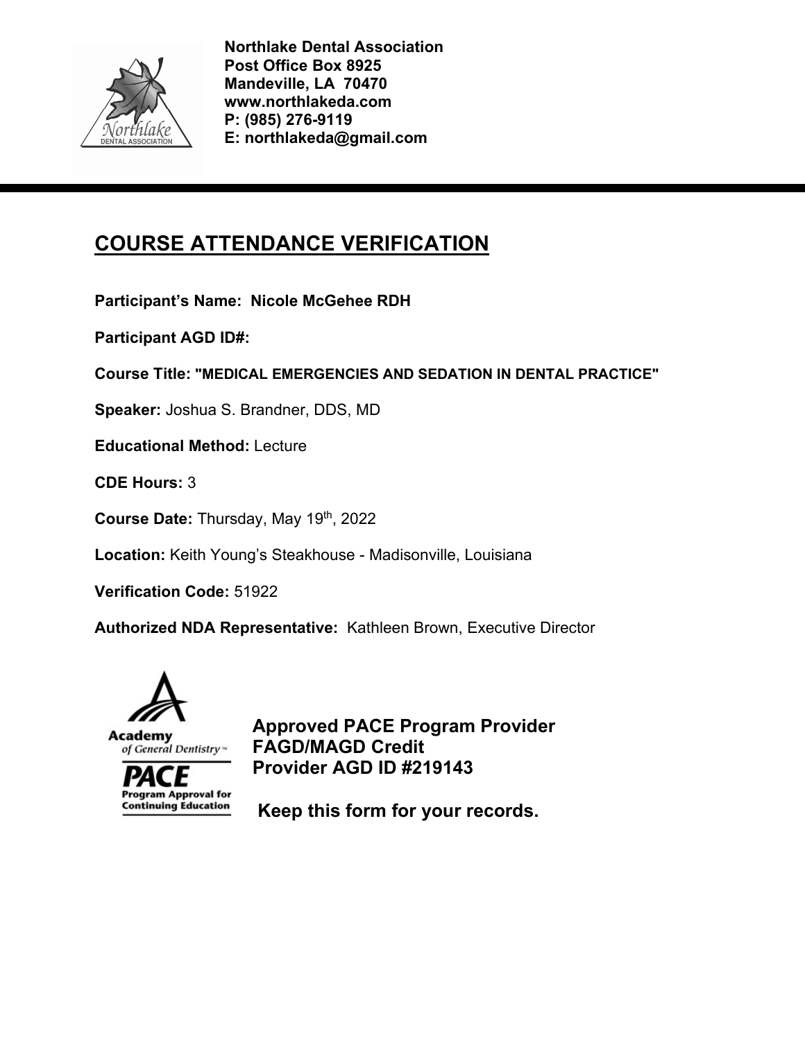**Northlake Dental Association**
**Post Office Box 8925**
**Mandeville, LA 70470**
**www.northlakeda.com**
**P: (985) 276-9119**
**E: northlakeda@gmail.com**

# COURSE ATTENDANCE VERIFICATION

**Participant's Name: Nicole McGehee RDH**

**Participant AGD ID#:**

**Course Title: "MEDICAL EMERGENCIES AND SEDATION IN DENTAL PRACTICE"**

**Speaker:** Joshua S. Brandner, DDS, MD

**Educational Method:** Lecture

**CDE Hours:** 3

**Course Date:** Thursday, May 19th, 2022

**Location:** Keith Young's Steakhouse - Madisonville, Louisiana

**Verification Code:** 51922

**Authorized NDA Representative:** Kathleen Brown, Executive Director

Academy of General Dentistry
PACE
Program Approval for Continuing Education

**Approved PACE Program Provider**
**FAGD/MAGD Credit**
**Provider AGD ID #219143**

**Keep this form for your records.**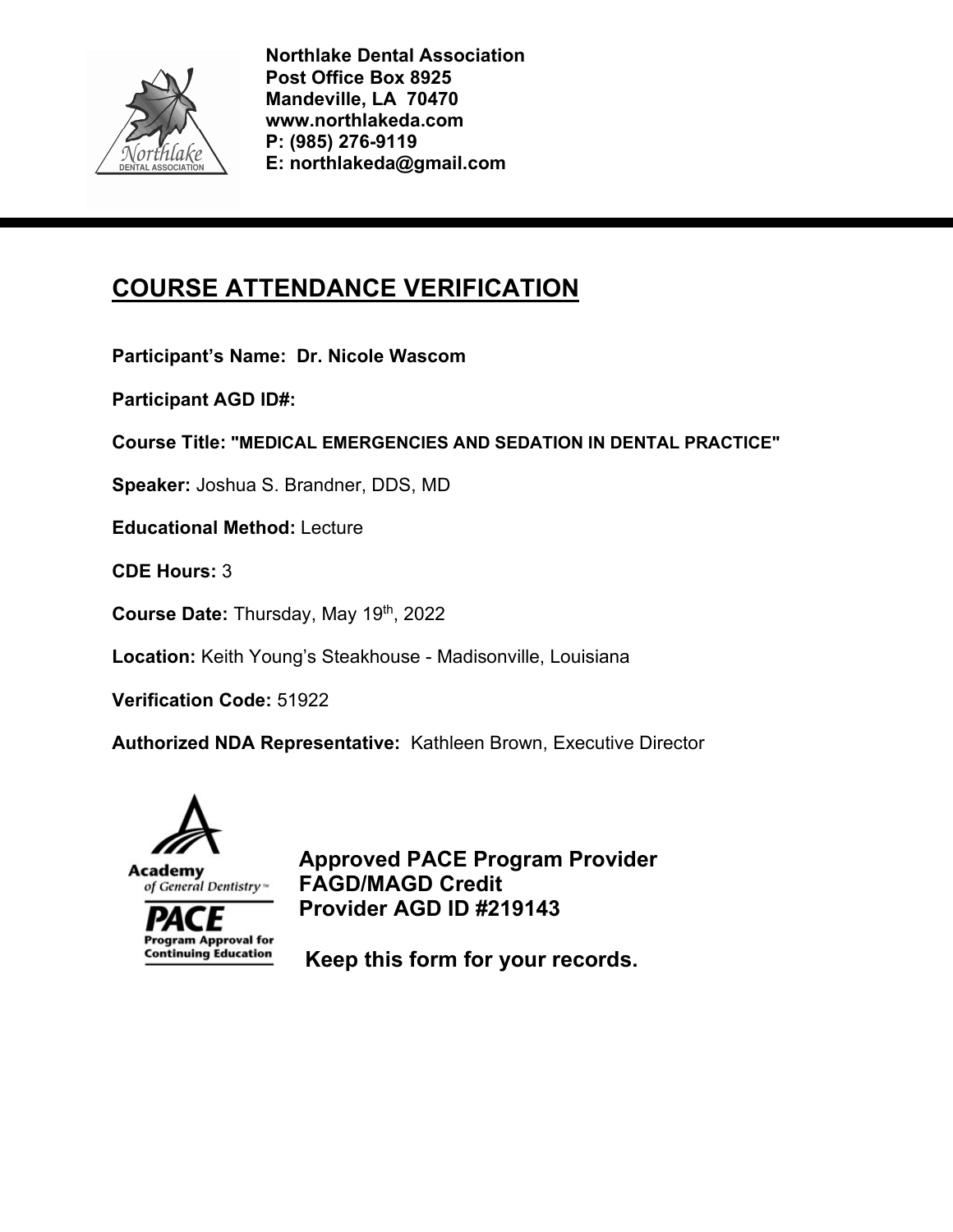**Northlake Dental Association**
**Post Office Box 8925**
**Mandeville, LA 70470**
**www.northlakeda.com**
**P: (985) 276-9119**
**E: northlakeda@gmail.com**

---

# COURSE ATTENDANCE VERIFICATION

**Participant's Name: Dr. Nicole Wascom**

**Participant AGD ID#:**

**Course Title: "MEDICAL EMERGENCIES AND SEDATION IN DENTAL PRACTICE"**

**Speaker:** Joshua S. Brandner, DDS, MD

**Educational Method:** Lecture

**CDE Hours:** 3

**Course Date:** Thursday, May 19th, 2022

**Location:** Keith Young's Steakhouse - Madisonville, Louisiana

**Verification Code:** 51922

**Authorized NDA Representative:** Kathleen Brown, Executive Director

Academy of General Dentistry
PACE Program Approval for Continuing Education

**Approved PACE Program Provider**
**FAGD/MAGD Credit**
**Provider AGD ID #219143**

**Keep this form for your records.**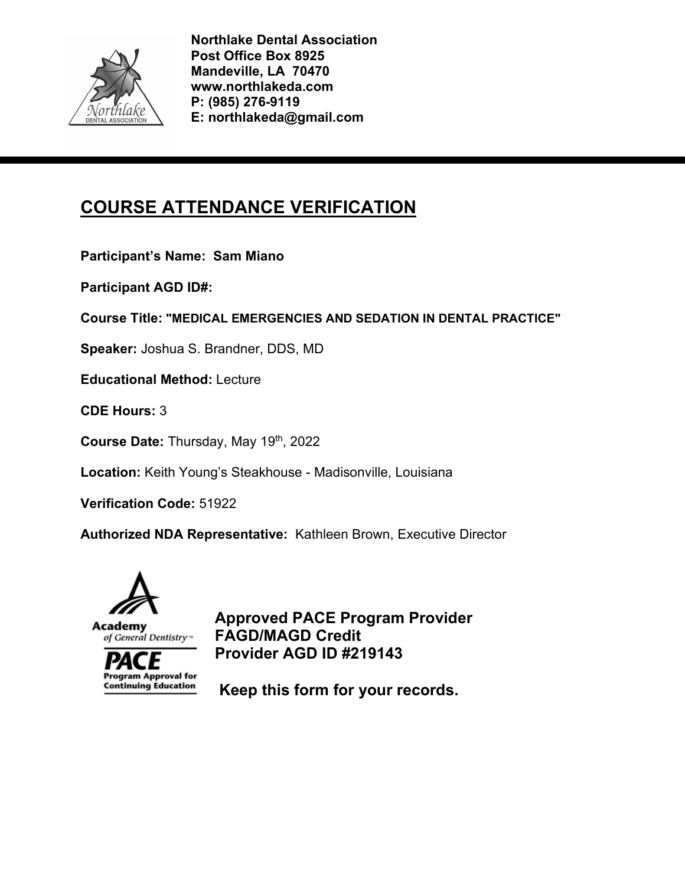**Northlake Dental Association**
**Post Office Box 8925**
**Mandeville, LA 70470**
**www.northlakeda.com**
**P: (985) 276-9119**
**E: northlakeda@gmail.com**

# COURSE ATTENDANCE VERIFICATION

**Participant's Name: Sam Miano**

**Participant AGD ID#:**

**Course Title: "MEDICAL EMERGENCIES AND SEDATION IN DENTAL PRACTICE"**

**Speaker:** Joshua S. Brandner, DDS, MD

**Educational Method:** Lecture

**CDE Hours:** 3

**Course Date:** Thursday, May 19th, 2022

**Location:** Keith Young's Steakhouse - Madisonville, Louisiana

**Verification Code:** 51922

**Authorized NDA Representative:** Kathleen Brown, Executive Director

Academy of General Dentistry
PACE Program Approval for Continuing Education

**Approved PACE Program Provider**
**FAGD/MAGD Credit**
**Provider AGD ID #219143**

**Keep this form for your records.**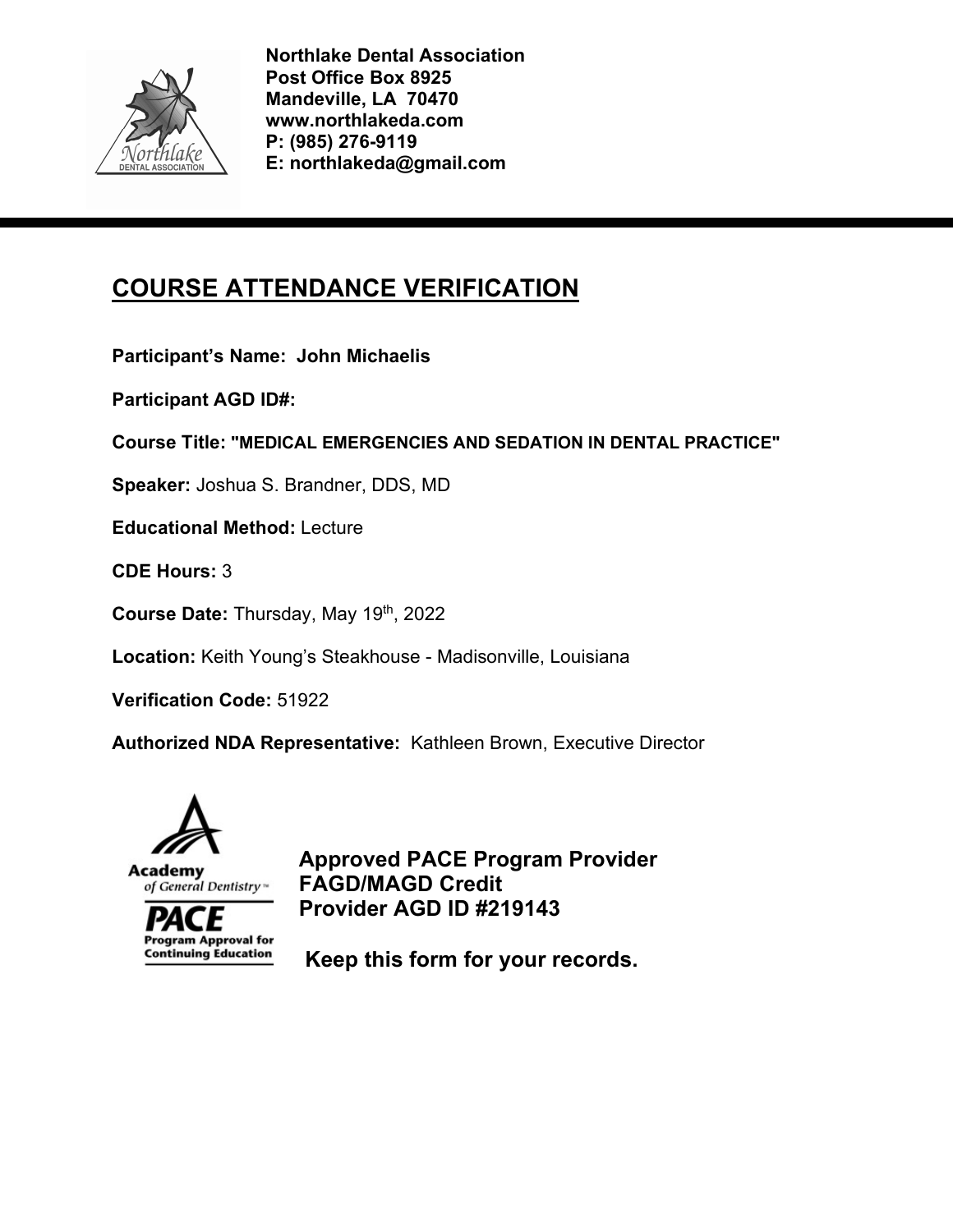**Northlake Dental Association**
**Post Office Box 8925**
**Mandeville, LA 70470**
**www.northlakeda.com**
**P: (985) 276-9119**
**E: northlakeda@gmail.com**

# COURSE ATTENDANCE VERIFICATION

**Participant's Name: John Michaelis**

**Participant AGD ID#:**

**Course Title: "MEDICAL EMERGENCIES AND SEDATION IN DENTAL PRACTICE"**

**Speaker:** Joshua S. Brandner, DDS, MD

**Educational Method:** Lecture

**CDE Hours:** 3

**Course Date:** Thursday, May 19th, 2022

**Location:** Keith Young's Steakhouse - Madisonville, Louisiana

**Verification Code:** 51922

**Authorized NDA Representative:** Kathleen Brown, Executive Director

Academy of General Dentistry
PACE Program Approval for Continuing Education

**Approved PACE Program Provider**
**FAGD/MAGD Credit**
**Provider AGD ID #219143**

**Keep this form for your records.**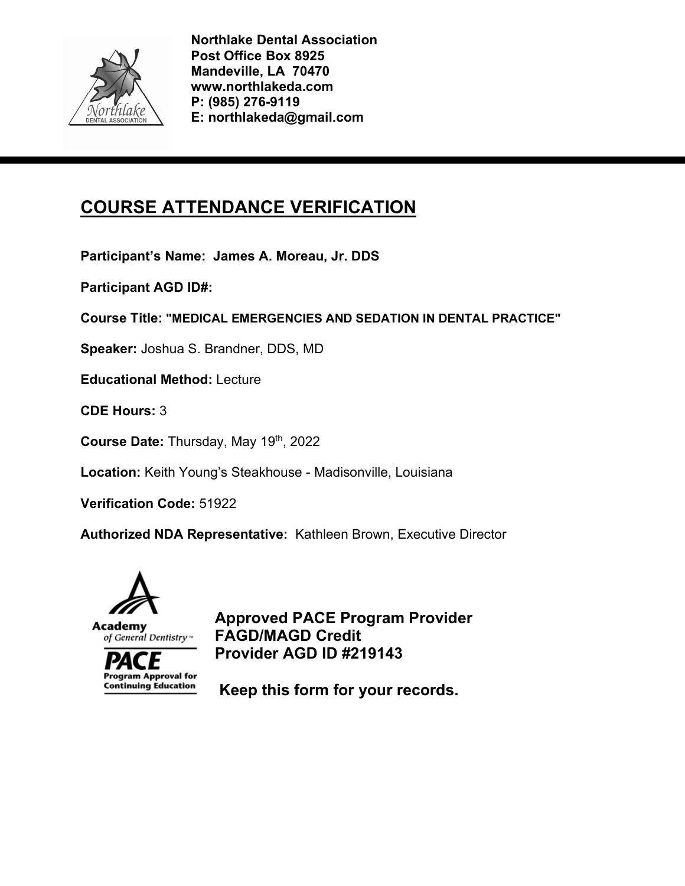**Northlake Dental Association**
**Post Office Box 8925**
**Mandeville, LA 70470**
**www.northlakeda.com**
**P: (985) 276-9119**
**E: northlakeda@gmail.com**

---

# COURSE ATTENDANCE VERIFICATION

**Participant's Name: James A. Moreau, Jr. DDS**

**Participant AGD ID#:**

**Course Title: "MEDICAL EMERGENCIES AND SEDATION IN DENTAL PRACTICE"**

**Speaker:** Joshua S. Brandner, DDS, MD

**Educational Method:** Lecture

**CDE Hours:** 3

**Course Date:** Thursday, May 19th, 2022

**Location:** Keith Young's Steakhouse - Madisonville, Louisiana

**Verification Code:** 51922

**Authorized NDA Representative:** Kathleen Brown, Executive Director

Academy of General Dentistry

PACE Program Approval for Continuing Education

**Approved PACE Program Provider**
**FAGD/MAGD Credit**
**Provider AGD ID #219143**

**Keep this form for your records.**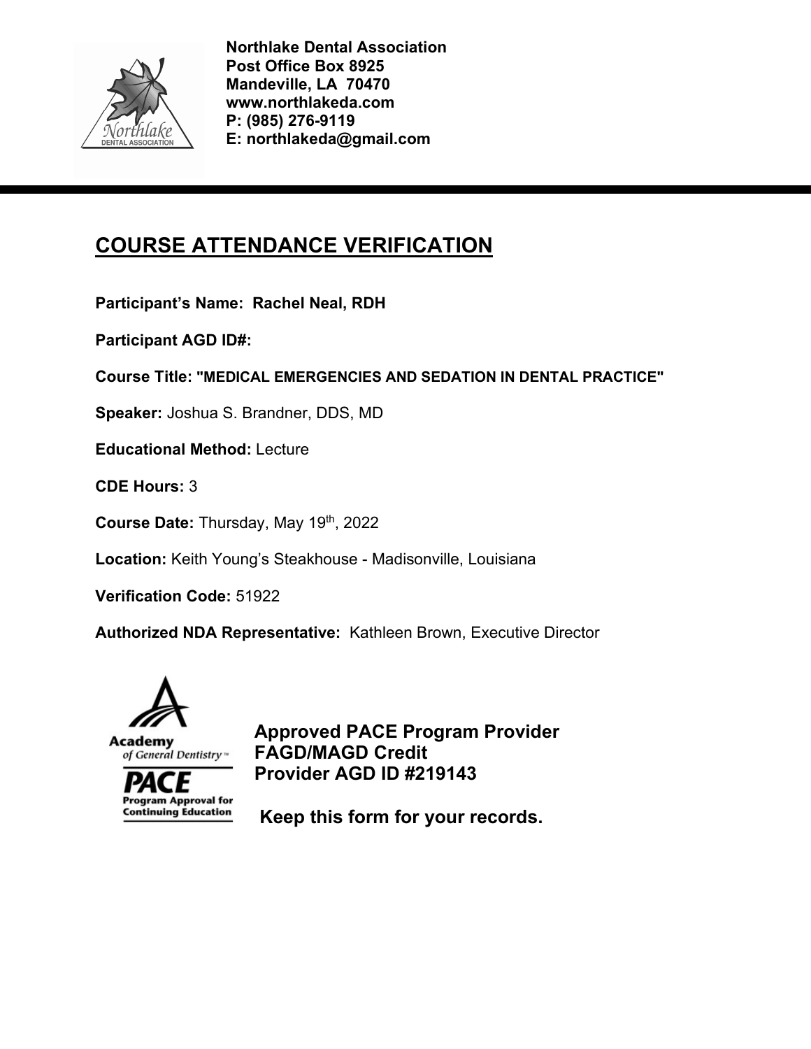**Northlake Dental Association**
**Post Office Box 8925**
**Mandeville, LA 70470**
**www.northlakeda.com**
**P: (985) 276-9119**
**E: northlakeda@gmail.com**

---

# COURSE ATTENDANCE VERIFICATION

**Participant's Name: Rachel Neal, RDH**

**Participant AGD ID#:**

**Course Title: "MEDICAL EMERGENCIES AND SEDATION IN DENTAL PRACTICE"**

**Speaker:** Joshua S. Brandner, DDS, MD

**Educational Method:** Lecture

**CDE Hours:** 3

**Course Date:** Thursday, May 19th, 2022

**Location:** Keith Young's Steakhouse - Madisonville, Louisiana

**Verification Code:** 51922

**Authorized NDA Representative:** Kathleen Brown, Executive Director

Academy of General Dentistry
PACE Program Approval for Continuing Education

**Approved PACE Program Provider**
**FAGD/MAGD Credit**
**Provider AGD ID #219143**

**Keep this form for your records.**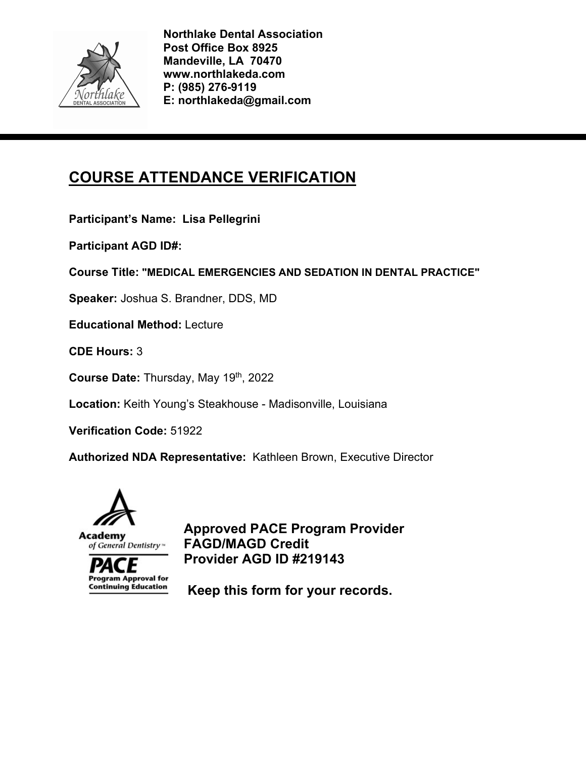**Northlake Dental Association**
**Post Office Box 8925**
**Mandeville, LA 70470**
**www.northlakeda.com**
**P: (985) 276-9119**
**E: northlakeda@gmail.com**

---

# COURSE ATTENDANCE VERIFICATION

**Participant's Name: Lisa Pellegrini**

**Participant AGD ID#:**

**Course Title: "MEDICAL EMERGENCIES AND SEDATION IN DENTAL PRACTICE"**

**Speaker:** Joshua S. Brandner, DDS, MD

**Educational Method:** Lecture

**CDE Hours:** 3

**Course Date:** Thursday, May 19th, 2022

**Location:** Keith Young's Steakhouse - Madisonville, Louisiana

**Verification Code:** 51922

**Authorized NDA Representative:** Kathleen Brown, Executive Director

Academy of General Dentistry
PACE Program Approval for Continuing Education

**Approved PACE Program Provider**
**FAGD/MAGD Credit**
**Provider AGD ID #219143**

**Keep this form for your records.**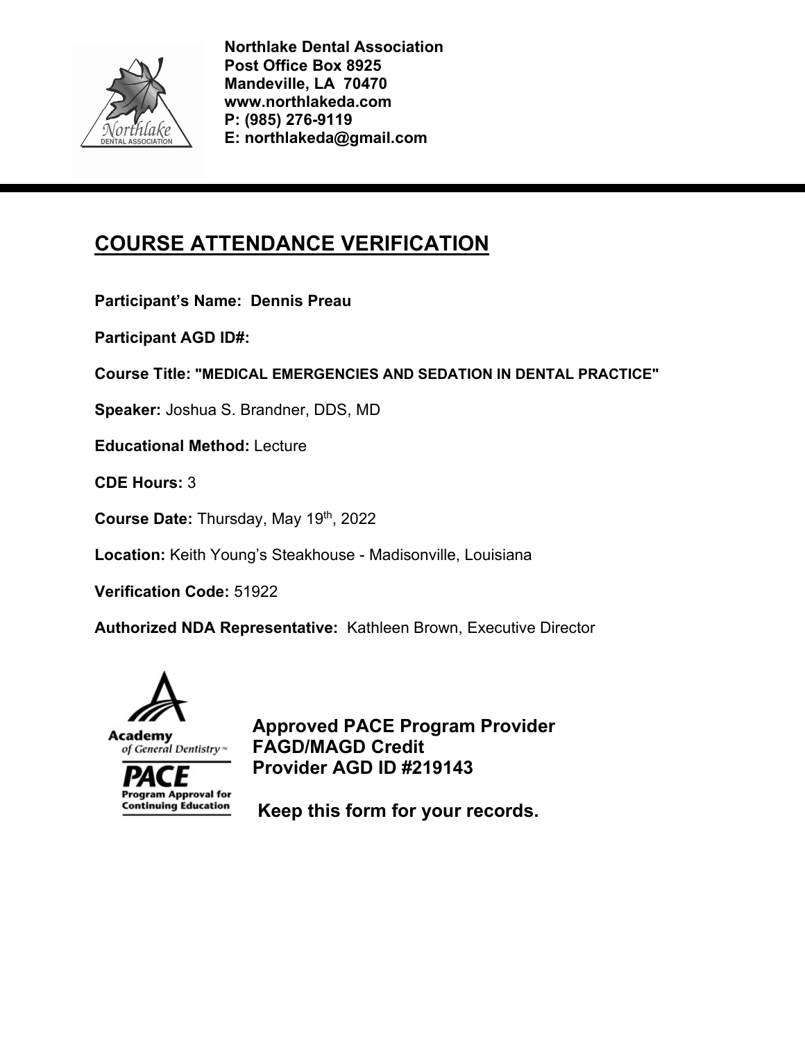**Northlake Dental Association**
**Post Office Box 8925**
**Mandeville, LA 70470**
**www.northlakeda.com**
**P: (985) 276-9119**
**E: northlakeda@gmail.com**

# COURSE ATTENDANCE VERIFICATION

**Participant's Name: Dennis Preau**

**Participant AGD ID#:**

**Course Title: "MEDICAL EMERGENCIES AND SEDATION IN DENTAL PRACTICE"**

**Speaker:** Joshua S. Brandner, DDS, MD

**Educational Method:** Lecture

**CDE Hours:** 3

**Course Date:** Thursday, May 19th, 2022

**Location:** Keith Young's Steakhouse - Madisonville, Louisiana

**Verification Code:** 51922

**Authorized NDA Representative:** Kathleen Brown, Executive Director

Academy of General Dentistry
PACE Program Approval for Continuing Education

**Approved PACE Program Provider**
**FAGD/MAGD Credit**
**Provider AGD ID #219143**

**Keep this form for your records.**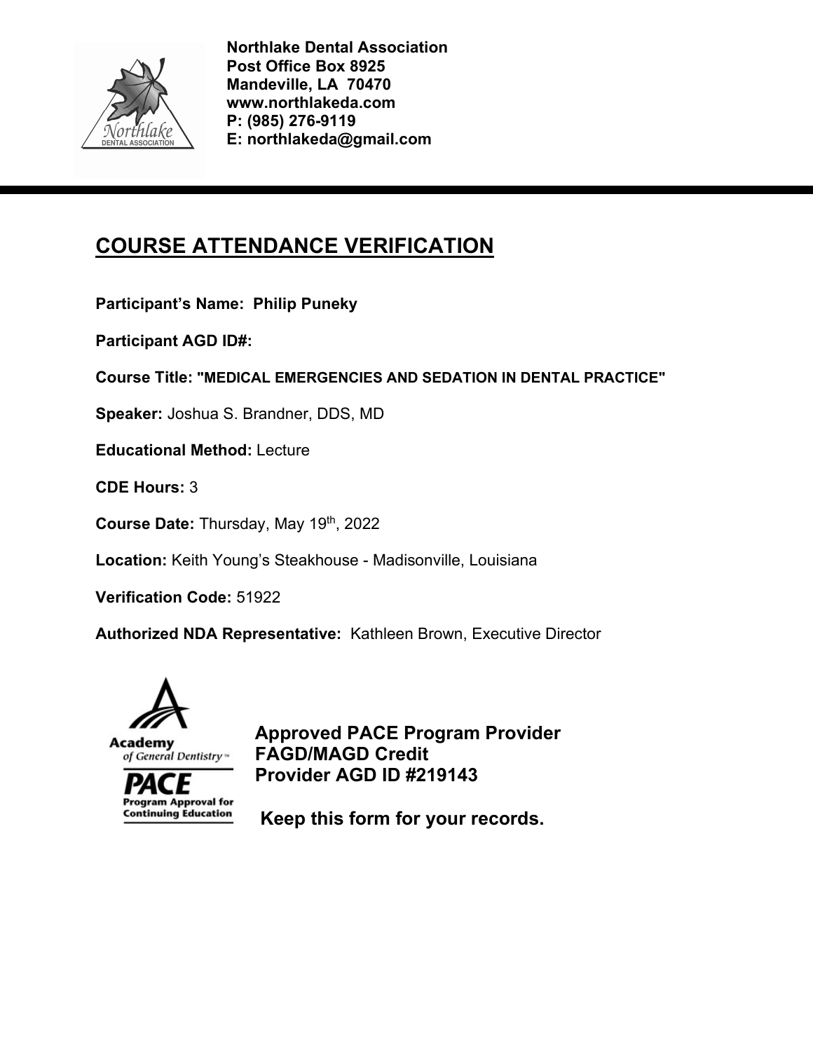**Northlake Dental Association**
**Post Office Box 8925**
**Mandeville, LA 70470**
**www.northlakeda.com**
**P: (985) 276-9119**
**E: northlakeda@gmail.com**

---

## COURSE ATTENDANCE VERIFICATION

**Participant's Name: Philip Puneky**

**Participant AGD ID#:**

**Course Title: "MEDICAL EMERGENCIES AND SEDATION IN DENTAL PRACTICE"**

**Speaker:** Joshua S. Brandner, DDS, MD

**Educational Method:** Lecture

**CDE Hours:** 3

**Course Date:** Thursday, May 19th, 2022

**Location:** Keith Young's Steakhouse - Madisonville, Louisiana

**Verification Code:** 51922

**Authorized NDA Representative:** Kathleen Brown, Executive Director

Academy of General Dentistry
PACE Program Approval for Continuing Education

**Approved PACE Program Provider**
**FAGD/MAGD Credit**
**Provider AGD ID #219143**

**Keep this form for your records.**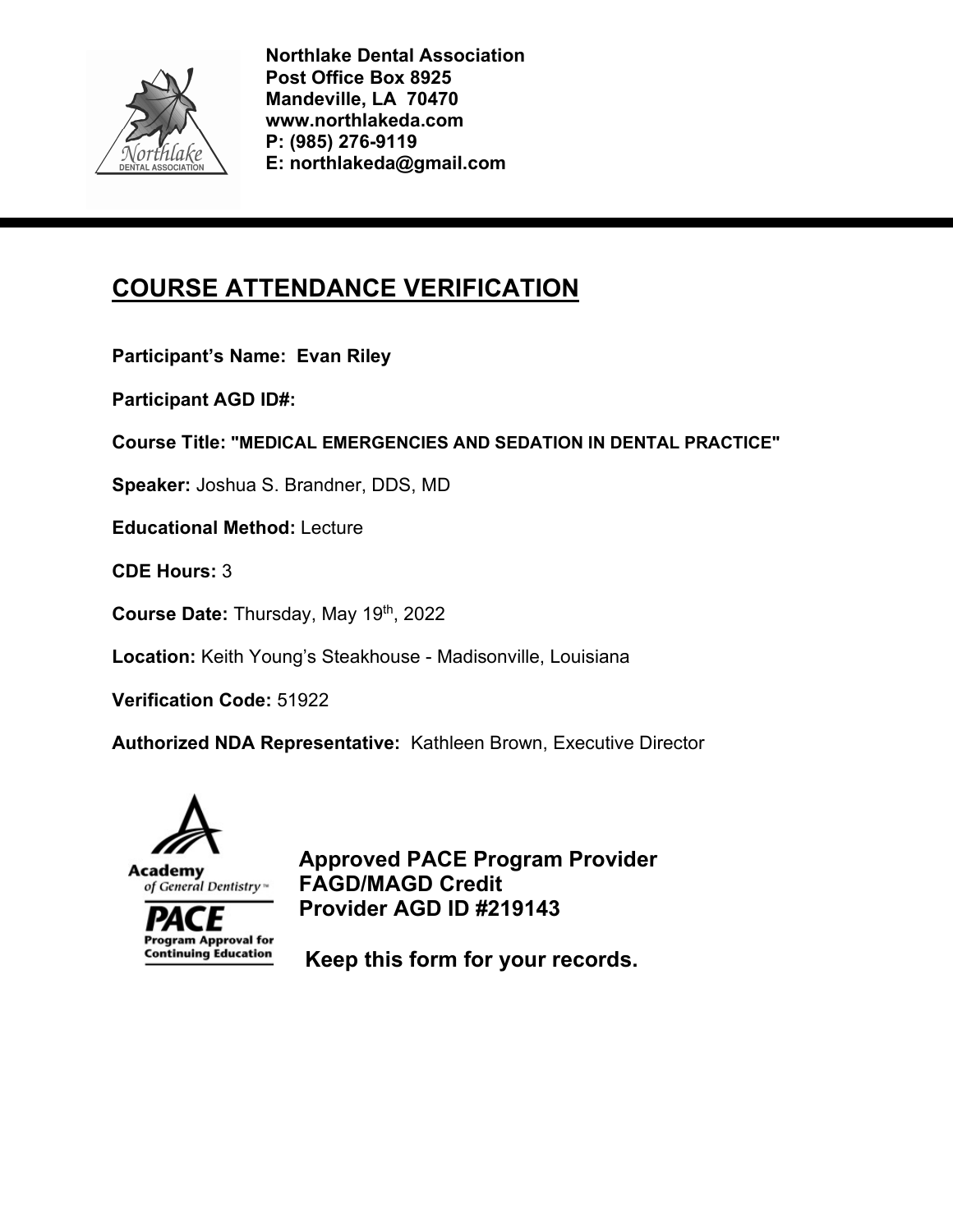**Northlake Dental Association**
**Post Office Box 8925**
**Mandeville, LA 70470**
**www.northlakeda.com**
**P: (985) 276-9119**
**E: northlakeda@gmail.com**

# COURSE ATTENDANCE VERIFICATION

**Participant's Name: Evan Riley**

**Participant AGD ID#:**

**Course Title: "MEDICAL EMERGENCIES AND SEDATION IN DENTAL PRACTICE"**

**Speaker:** Joshua S. Brandner, DDS, MD

**Educational Method:** Lecture

**CDE Hours:** 3

**Course Date:** Thursday, May 19th, 2022

**Location:** Keith Young's Steakhouse - Madisonville, Louisiana

**Verification Code:** 51922

**Authorized NDA Representative:** Kathleen Brown, Executive Director

**Approved PACE Program Provider**
**FAGD/MAGD Credit**
**Provider AGD ID #219143**

**Keep this form for your records.**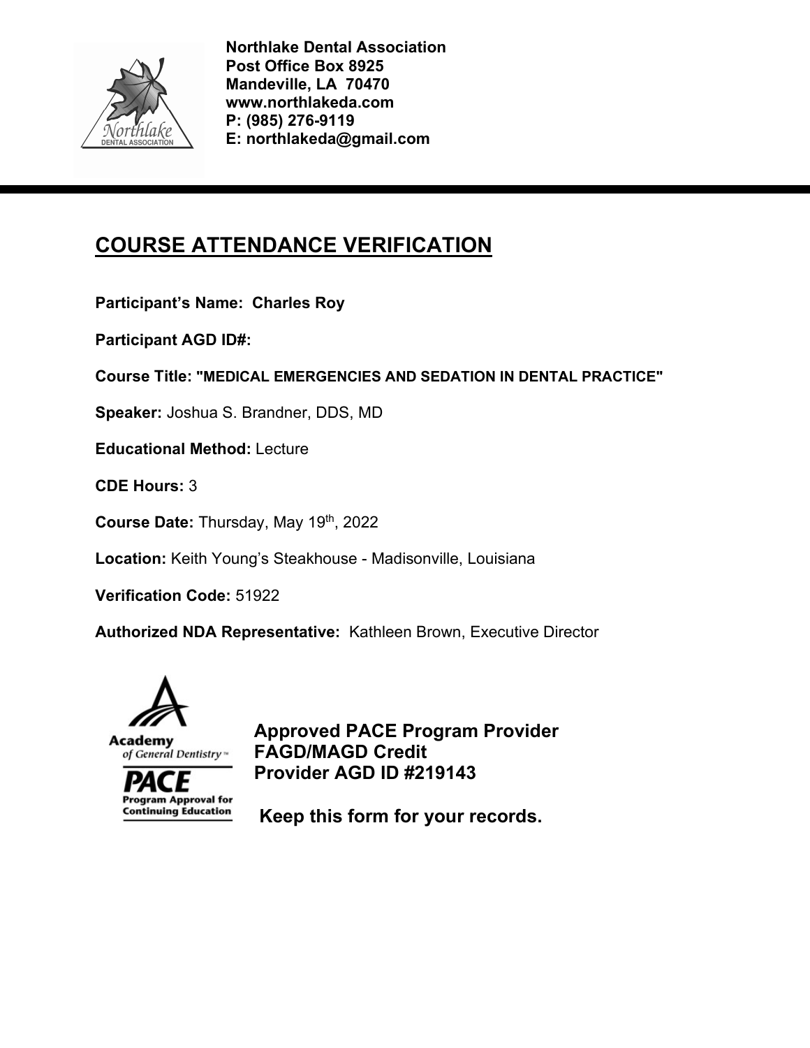**Northlake Dental Association**
**Post Office Box 8925**
**Mandeville, LA 70470**
**www.northlakeda.com**
**P: (985) 276-9119**
**E: northlakeda@gmail.com**

---

# COURSE ATTENDANCE VERIFICATION

**Participant's Name: Charles Roy**

**Participant AGD ID#:**

**Course Title: "MEDICAL EMERGENCIES AND SEDATION IN DENTAL PRACTICE"**

**Speaker:** Joshua S. Brandner, DDS, MD

**Educational Method:** Lecture

**CDE Hours:** 3

**Course Date:** Thursday, May 19th, 2022

**Location:** Keith Young's Steakhouse - Madisonville, Louisiana

**Verification Code:** 51922

**Authorized NDA Representative:** Kathleen Brown, Executive Director

Academy of General Dentistry
PACE Program Approval for Continuing Education

**Approved PACE Program Provider**
**FAGD/MAGD Credit**
**Provider AGD ID #219143**

**Keep this form for your records.**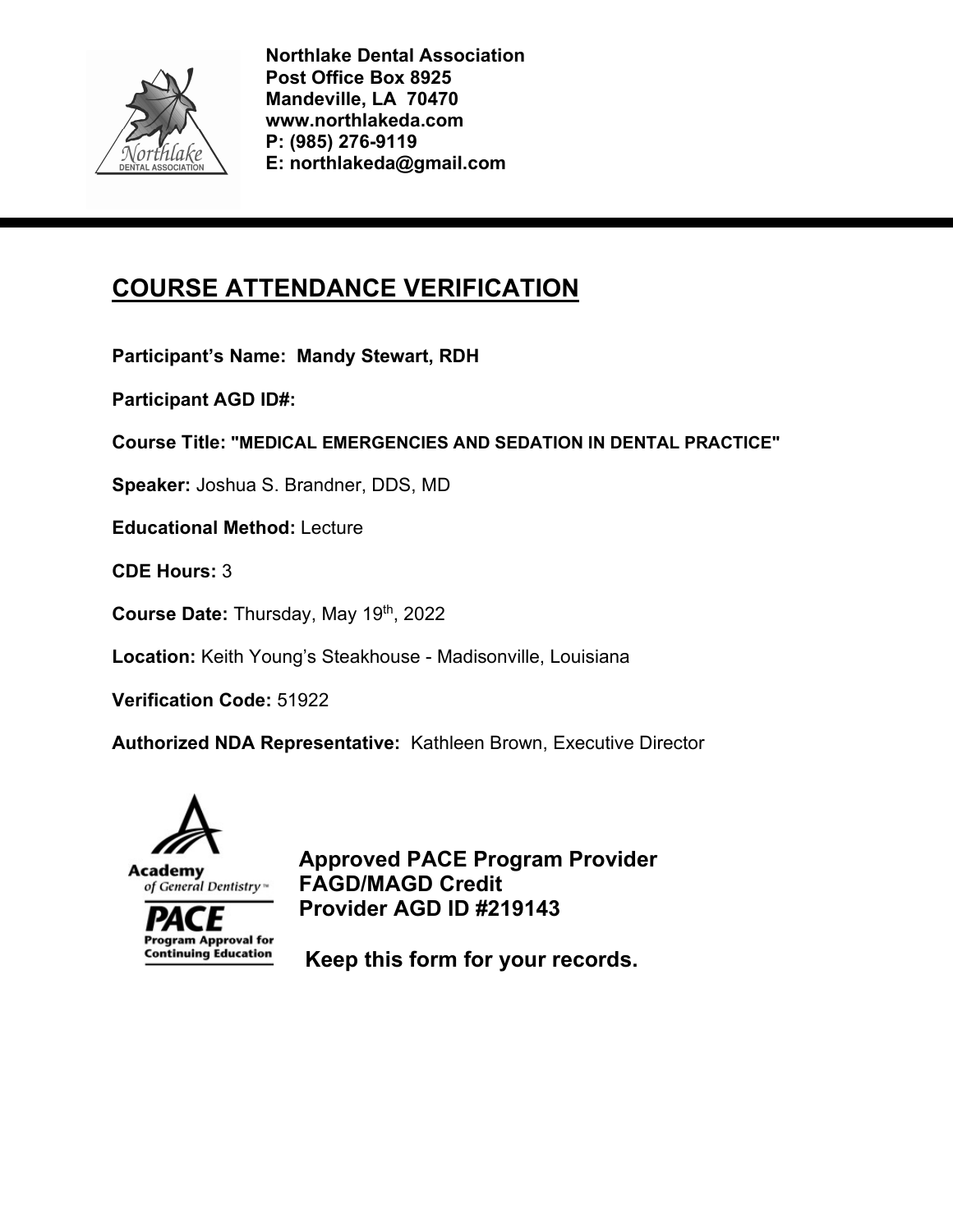**Northlake Dental Association**
**Post Office Box 8925**
**Mandeville, LA 70470**
**www.northlakeda.com**
**P: (985) 276-9119**
**E: northlakeda@gmail.com**

---

# COURSE ATTENDANCE VERIFICATION

**Participant's Name: Mandy Stewart, RDH**

**Participant AGD ID#:**

**Course Title: "MEDICAL EMERGENCIES AND SEDATION IN DENTAL PRACTICE"**

**Speaker:** Joshua S. Brandner, DDS, MD

**Educational Method:** Lecture

**CDE Hours:** 3

**Course Date:** Thursday, May 19th, 2022

**Location:** Keith Young's Steakhouse - Madisonville, Louisiana

**Verification Code:** 51922

**Authorized NDA Representative:** Kathleen Brown, Executive Director

**Approved PACE Program Provider**
**FAGD/MAGD Credit**
**Provider AGD ID #219143**

**Keep this form for your records.**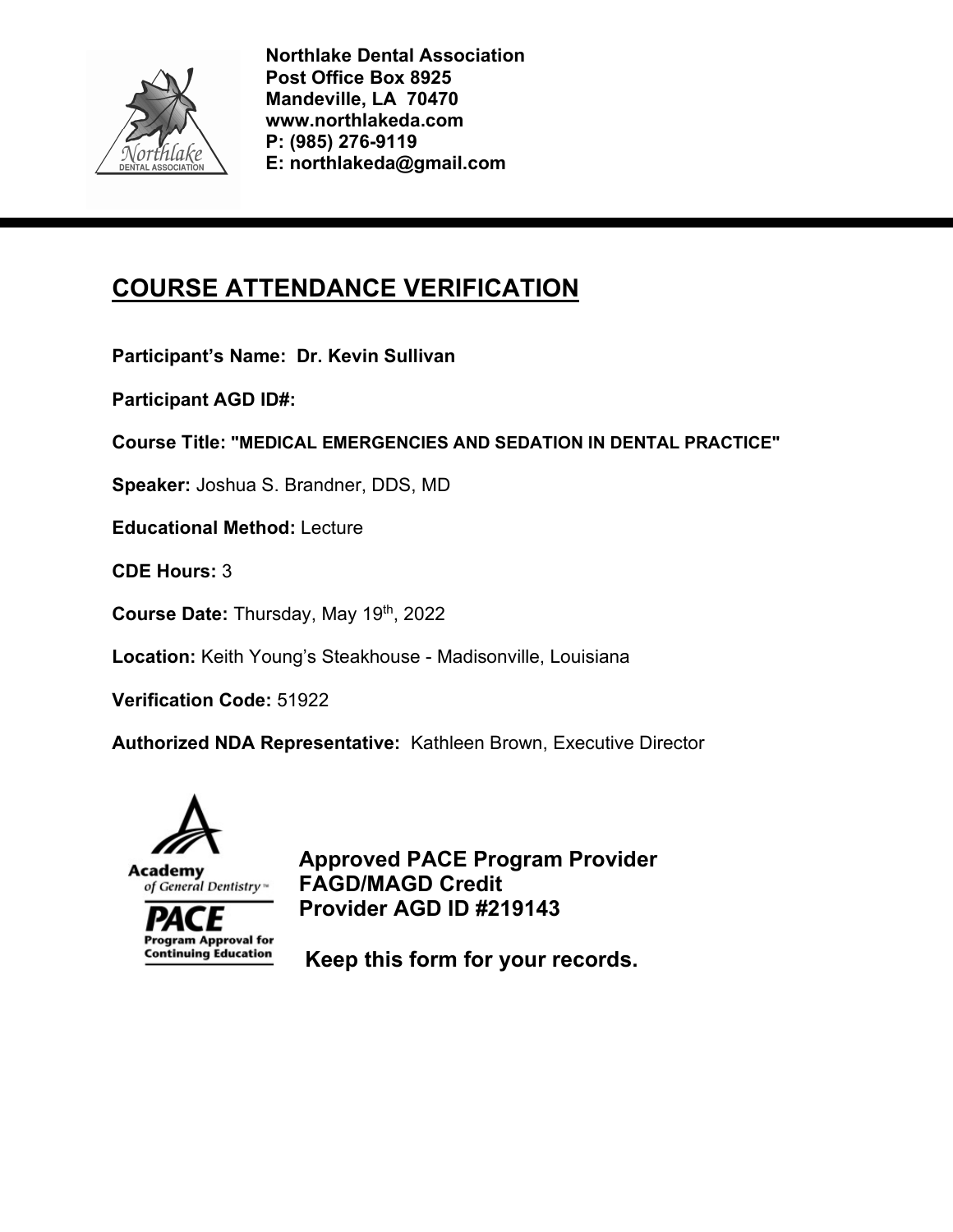**Northlake Dental Association**
**Post Office Box 8925**
**Mandeville, LA 70470**
**www.northlakeda.com**
**P: (985) 276-9119**
**E: northlakeda@gmail.com**

---

# COURSE ATTENDANCE VERIFICATION

**Participant's Name: Dr. Kevin Sullivan**

**Participant AGD ID#:**

**Course Title: "MEDICAL EMERGENCIES AND SEDATION IN DENTAL PRACTICE"**

**Speaker:** Joshua S. Brandner, DDS, MD

**Educational Method:** Lecture

**CDE Hours:** 3

**Course Date:** Thursday, May 19th, 2022

**Location:** Keith Young's Steakhouse - Madisonville, Louisiana

**Verification Code:** 51922

**Authorized NDA Representative:** Kathleen Brown, Executive Director

Academy of General Dentistry
PACE
Program Approval for Continuing Education

**Approved PACE Program Provider**
**FAGD/MAGD Credit**
**Provider AGD ID #219143**

**Keep this form for your records.**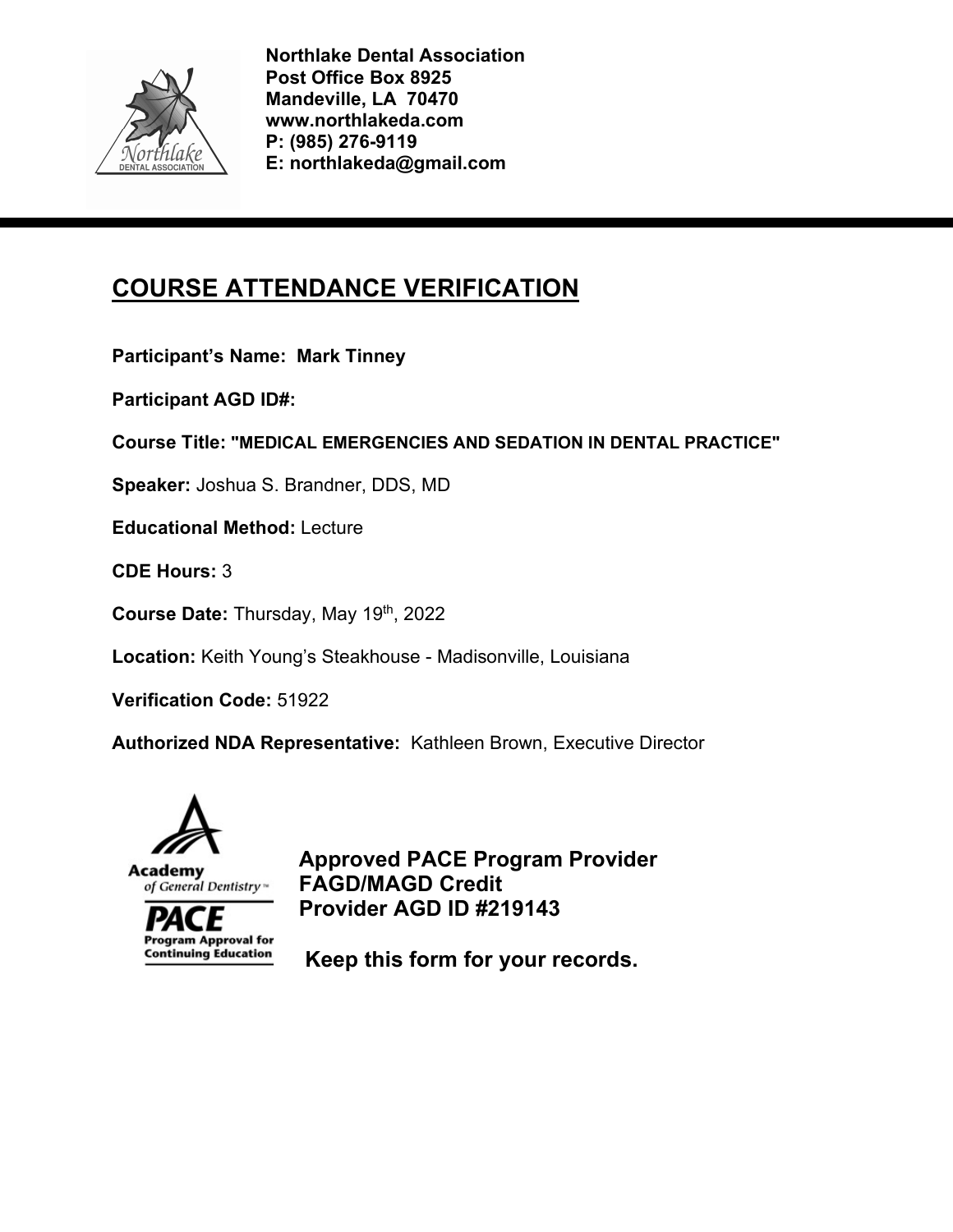**Northlake Dental Association**
**Post Office Box 8925**
**Mandeville, LA 70470**
**www.northlakeda.com**
**P: (985) 276-9119**
**E: northlakeda@gmail.com**

# COURSE ATTENDANCE VERIFICATION

**Participant's Name: Mark Tinney**

**Participant AGD ID#:**

**Course Title: "MEDICAL EMERGENCIES AND SEDATION IN DENTAL PRACTICE"**

**Speaker:** Joshua S. Brandner, DDS, MD

**Educational Method:** Lecture

**CDE Hours:** 3

**Course Date:** Thursday, May 19th, 2022

**Location:** Keith Young's Steakhouse - Madisonville, Louisiana

**Verification Code:** 51922

**Authorized NDA Representative:** Kathleen Brown, Executive Director

Academy of General Dentistry™
PACE
Program Approval for Continuing Education

**Approved PACE Program Provider**
**FAGD/MAGD Credit**
**Provider AGD ID #219143**

**Keep this form for your records.**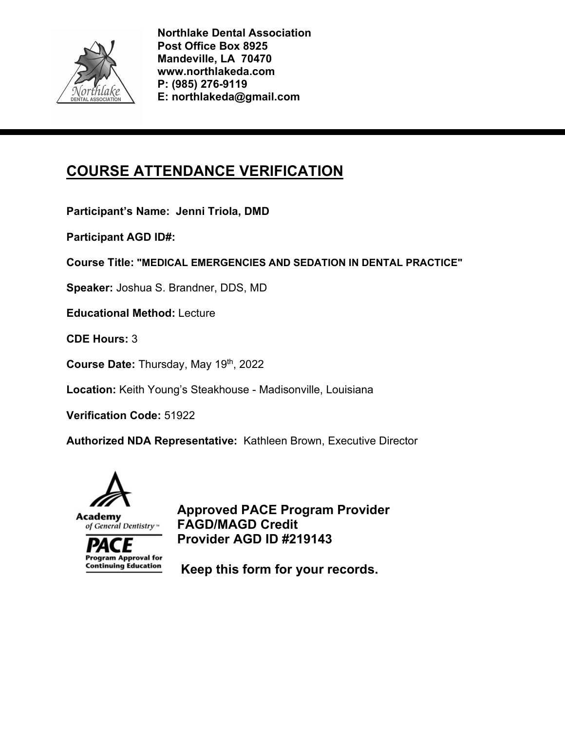**Northlake Dental Association**
**Post Office Box 8925**
**Mandeville, LA 70470**
**www.northlakeda.com**
**P: (985) 276-9119**
**E: northlakeda@gmail.com**

---

# COURSE ATTENDANCE VERIFICATION

**Participant's Name: Jenni Triola, DMD**

**Participant AGD ID#:**

**Course Title: "MEDICAL EMERGENCIES AND SEDATION IN DENTAL PRACTICE"**

**Speaker:** Joshua S. Brandner, DDS, MD

**Educational Method:** Lecture

**CDE Hours:** 3

**Course Date:** Thursday, May 19th, 2022

**Location:** Keith Young's Steakhouse - Madisonville, Louisiana

**Verification Code:** 51922

**Authorized NDA Representative:** Kathleen Brown, Executive Director

Academy of General Dentistry™
PACE
Program Approval for Continuing Education

**Approved PACE Program Provider**
**FAGD/MAGD Credit**
**Provider AGD ID #219143**

**Keep this form for your records.**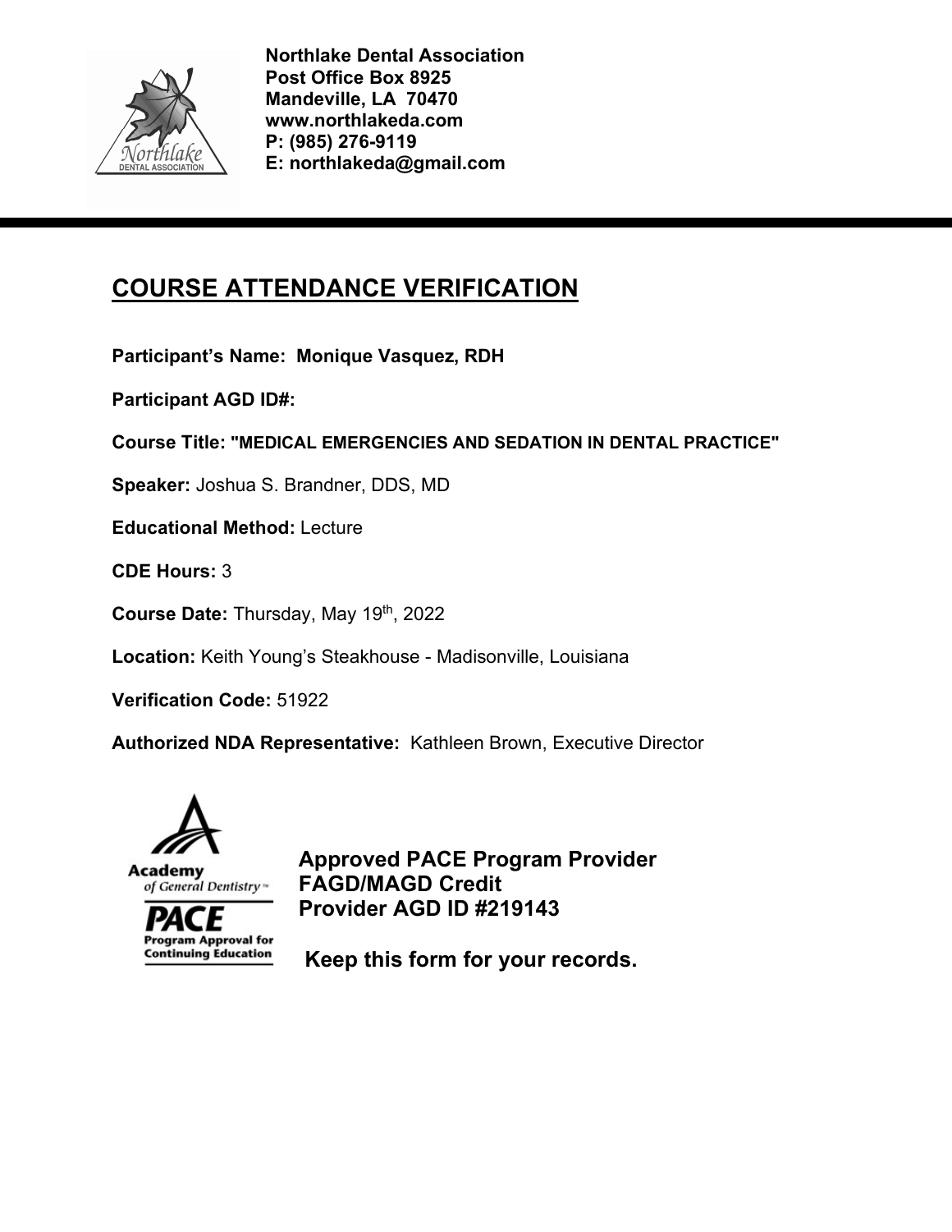**Northlake Dental Association**
**Post Office Box 8925**
**Mandeville, LA 70470**
**www.northlakeda.com**
**P: (985) 276-9119**
**E: northlakeda@gmail.com**

---

# COURSE ATTENDANCE VERIFICATION

**Participant's Name: Monique Vasquez, RDH**

**Participant AGD ID#:**

**Course Title: "MEDICAL EMERGENCIES AND SEDATION IN DENTAL PRACTICE"**

**Speaker:** Joshua S. Brandner, DDS, MD

**Educational Method:** Lecture

**CDE Hours:** 3

**Course Date:** Thursday, May 19th, 2022

**Location:** Keith Young's Steakhouse - Madisonville, Louisiana

**Verification Code:** 51922

**Authorized NDA Representative:** Kathleen Brown, Executive Director

Academy of General Dentistry
PACE Program Approval for Continuing Education

**Approved PACE Program Provider**
**FAGD/MAGD Credit**
**Provider AGD ID #219143**

**Keep this form for your records.**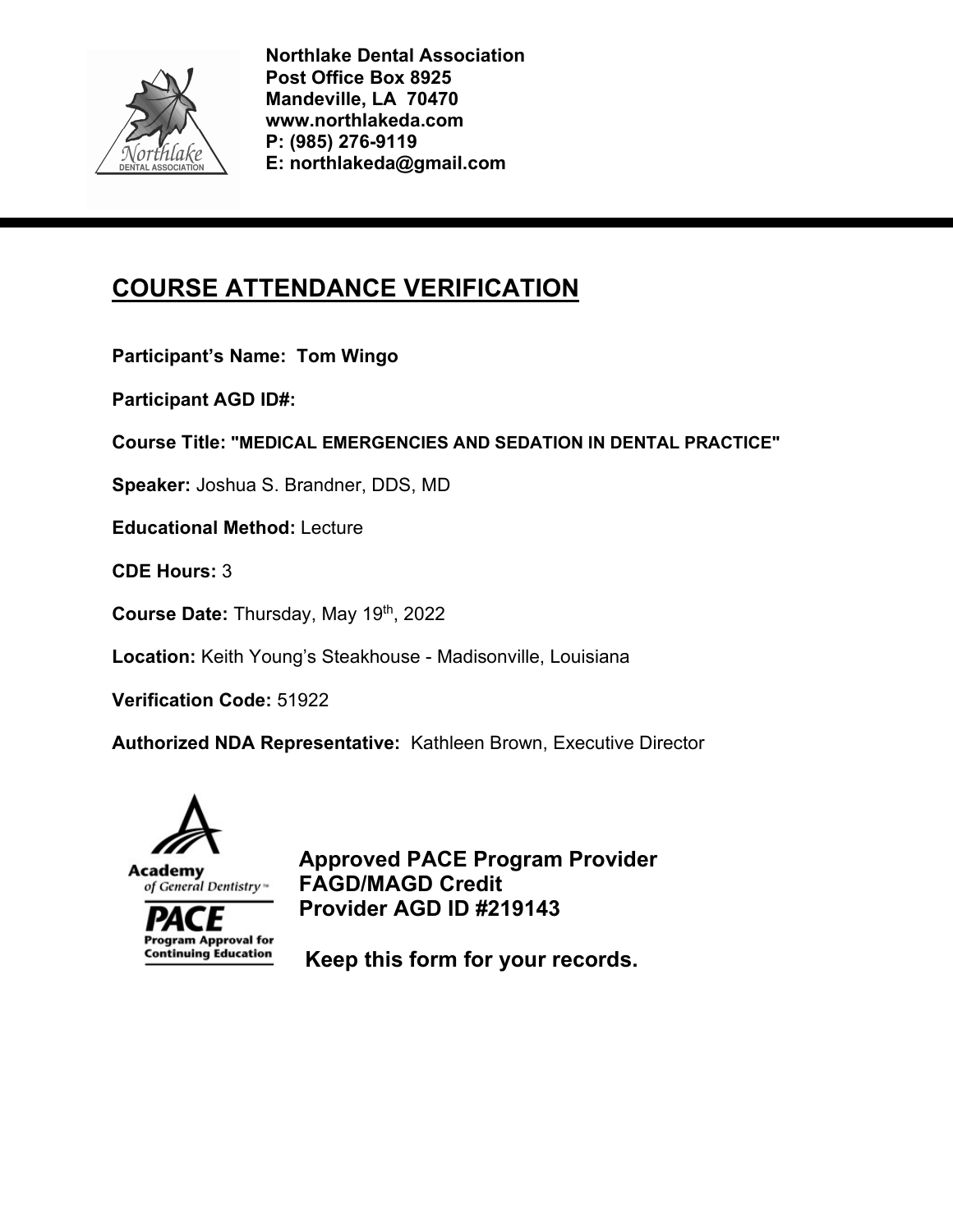**Northlake Dental Association**
**Post Office Box 8925**
**Mandeville, LA 70470**
**www.northlakeda.com**
**P: (985) 276-9119**
**E: northlakeda@gmail.com**

# COURSE ATTENDANCE VERIFICATION

**Participant's Name: Tom Wingo**

**Participant AGD ID#:**

**Course Title: "MEDICAL EMERGENCIES AND SEDATION IN DENTAL PRACTICE"**

**Speaker:** Joshua S. Brandner, DDS, MD

**Educational Method:** Lecture

**CDE Hours:** 3

**Course Date:** Thursday, May 19th, 2022

**Location:** Keith Young's Steakhouse - Madisonville, Louisiana

**Verification Code:** 51922

**Authorized NDA Representative:** Kathleen Brown, Executive Director

Academy of General Dentistry
PACE
Program Approval for Continuing Education

**Approved PACE Program Provider**
**FAGD/MAGD Credit**
**Provider AGD ID #219143**

**Keep this form for your records.**